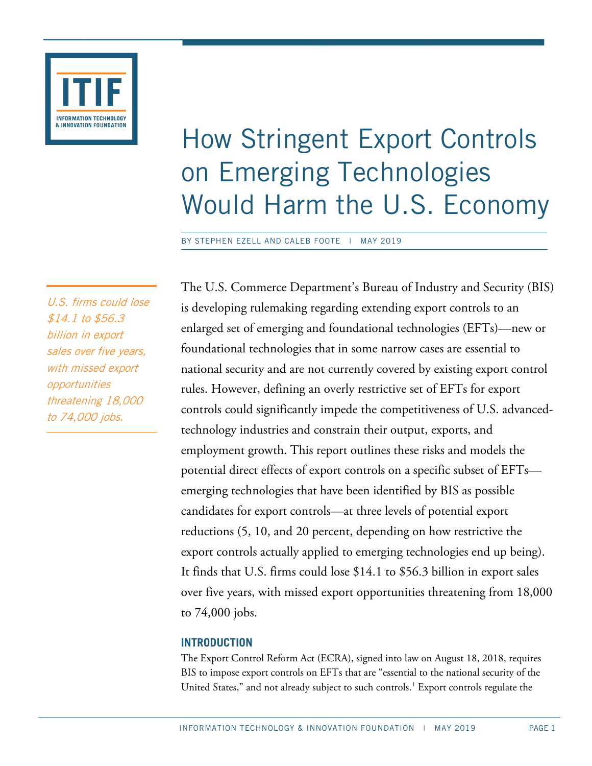# How Stringent Export Controls on Emerging Technologies Would Harm the U.S. Economy

BY STEPHEN EZELL AND CALEB FOOTE | MAY 2019

*U.S. firms could lose $14.1 to $56.3 billion in export sales over five years, with missed export opportunities threatening 18,000 to 74,000 jobs.*

The U.S. Commerce Department's Bureau of Industry and Security (BIS) is developing rulemaking regarding extending export controls to an enlarged set of emerging and foundational technologies (EFTs)—new or foundational technologies that in some narrow cases are essential to national security and are not currently covered by existing export control rules. However, defining an overly restrictive set of EFTs for export controls could significantly impede the competitiveness of U.S. advanced-technology industries and constrain their output, exports, and employment growth. This report outlines these risks and models the potential direct effects of export controls on a specific subset of EFTs—emerging technologies that have been identified by BIS as possible candidates for export controls—at three levels of potential export reductions (5, 10, and 20 percent, depending on how restrictive the export controls actually applied to emerging technologies end up being). It finds that U.S. firms could lose $14.1 to $56.3 billion in export sales over five years, with missed export opportunities threatening from 18,000 to 74,000 jobs.

## INTRODUCTION

The Export Control Reform Act (ECRA), signed into law on August 18, 2018, requires BIS to impose export controls on EFTs that are "essential to the national security of the United States," and not already subject to such controls.[1] Export controls regulate the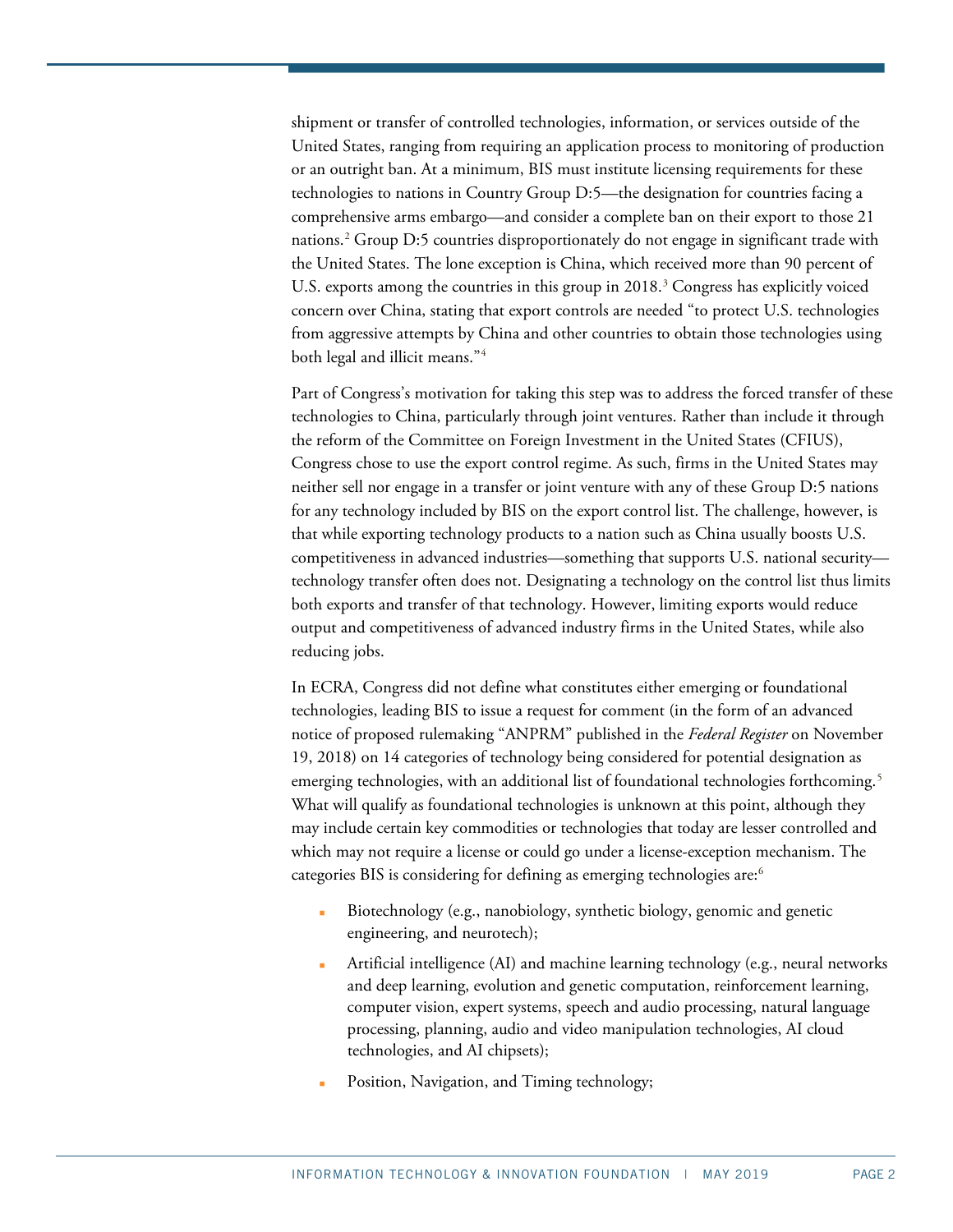shipment or transfer of controlled technologies, information, or services outside of the United States, ranging from requiring an application process to monitoring of production or an outright ban. At a minimum, BIS must institute licensing requirements for these technologies to nations in Country Group D:5—the designation for countries facing a comprehensive arms embargo—and consider a complete ban on their export to those 21 nations.[2] Group D:5 countries disproportionately do not engage in significant trade with the United States. The lone exception is China, which received more than 90 percent of U.S. exports among the countries in this group in 2018.[3] Congress has explicitly voiced concern over China, stating that export controls are needed "to protect U.S. technologies from aggressive attempts by China and other countries to obtain those technologies using both legal and illicit means."[4]

Part of Congress's motivation for taking this step was to address the forced transfer of these technologies to China, particularly through joint ventures. Rather than include it through the reform of the Committee on Foreign Investment in the United States (CFIUS), Congress chose to use the export control regime. As such, firms in the United States may neither sell nor engage in a transfer or joint venture with any of these Group D:5 nations for any technology included by BIS on the export control list. The challenge, however, is that while exporting technology products to a nation such as China usually boosts U.S. competitiveness in advanced industries—something that supports U.S. national security—technology transfer often does not. Designating a technology on the control list thus limits both exports and transfer of that technology. However, limiting exports would reduce output and competitiveness of advanced industry firms in the United States, while also reducing jobs.

In ECRA, Congress did not define what constitutes either emerging or foundational technologies, leading BIS to issue a request for comment (in the form of an advanced notice of proposed rulemaking "ANPRM" published in the *Federal Register* on November 19, 2018) on 14 categories of technology being considered for potential designation as emerging technologies, with an additional list of foundational technologies forthcoming.[5] What will qualify as foundational technologies is unknown at this point, although they may include certain key commodities or technologies that today are lesser controlled and which may not require a license or could go under a license-exception mechanism. The categories BIS is considering for defining as emerging technologies are:[6]

- Biotechnology (e.g., nanobiology, synthetic biology, genomic and genetic engineering, and neurotech);
- Artificial intelligence (AI) and machine learning technology (e.g., neural networks and deep learning, evolution and genetic computation, reinforcement learning, computer vision, expert systems, speech and audio processing, natural language processing, planning, audio and video manipulation technologies, AI cloud technologies, and AI chipsets);
- Position, Navigation, and Timing technology;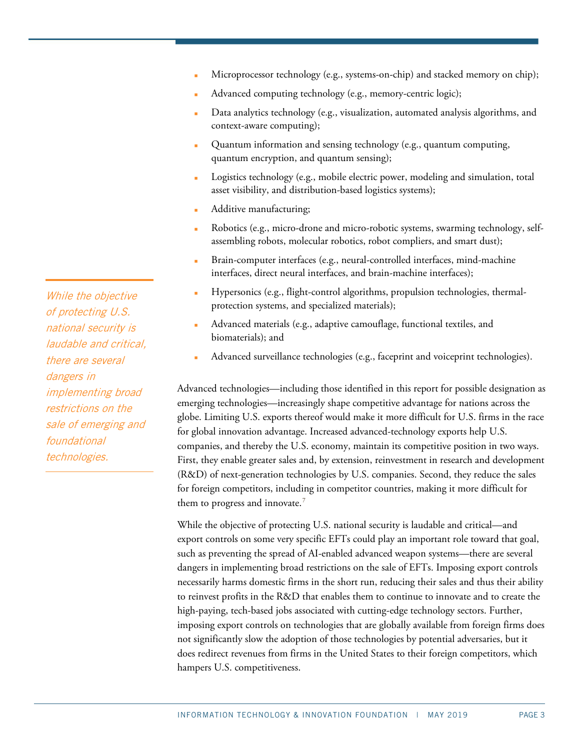- Microprocessor technology (e.g., systems-on-chip) and stacked memory on chip);
- Advanced computing technology (e.g., memory-centric logic);
- Data analytics technology (e.g., visualization, automated analysis algorithms, and context-aware computing);
- Quantum information and sensing technology (e.g., quantum computing, quantum encryption, and quantum sensing);
- Logistics technology (e.g., mobile electric power, modeling and simulation, total asset visibility, and distribution-based logistics systems);
- Additive manufacturing;
- Robotics (e.g., micro-drone and micro-robotic systems, swarming technology, self-assembling robots, molecular robotics, robot compliers, and smart dust);
- Brain-computer interfaces (e.g., neural-controlled interfaces, mind-machine interfaces, direct neural interfaces, and brain-machine interfaces);
- Hypersonics (e.g., flight-control algorithms, propulsion technologies, thermal-protection systems, and specialized materials);
- Advanced materials (e.g., adaptive camouflage, functional textiles, and biomaterials); and
- Advanced surveillance technologies (e.g., faceprint and voiceprint technologies).

Advanced technologies—including those identified in this report for possible designation as emerging technologies—increasingly shape competitive advantage for nations across the globe. Limiting U.S. exports thereof would make it more difficult for U.S. firms in the race for global innovation advantage. Increased advanced-technology exports help U.S. companies, and thereby the U.S. economy, maintain its competitive position in two ways. First, they enable greater sales and, by extension, reinvestment in research and development (R&D) of next-generation technologies by U.S. companies. Second, they reduce the sales for foreign competitors, including in competitor countries, making it more difficult for them to progress and innovate.[7]

*While the objective of protecting U.S. national security is laudable and critical, there are several dangers in implementing broad restrictions on the sale of emerging and foundational technologies.*

While the objective of protecting U.S. national security is laudable and critical—and export controls on some very specific EFTs could play an important role toward that goal, such as preventing the spread of AI-enabled advanced weapon systems—there are several dangers in implementing broad restrictions on the sale of EFTs. Imposing export controls necessarily harms domestic firms in the short run, reducing their sales and thus their ability to reinvest profits in the R&D that enables them to continue to innovate and to create the high-paying, tech-based jobs associated with cutting-edge technology sectors. Further, imposing export controls on technologies that are globally available from foreign firms does not significantly slow the adoption of those technologies by potential adversaries, but it does redirect revenues from firms in the United States to their foreign competitors, which hampers U.S. competitiveness.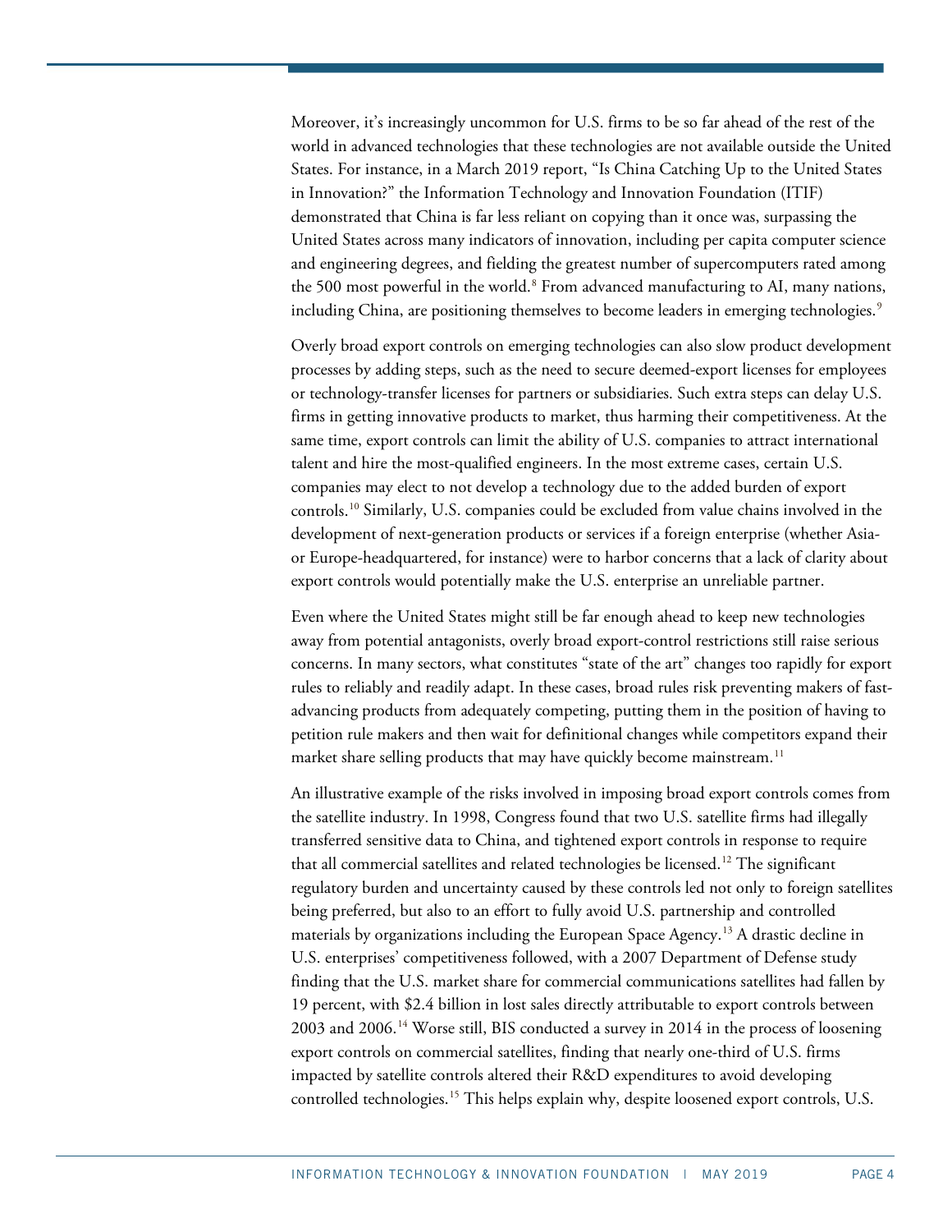Moreover, it's increasingly uncommon for U.S. firms to be so far ahead of the rest of the world in advanced technologies that these technologies are not available outside the United States. For instance, in a March 2019 report, "Is China Catching Up to the United States in Innovation?" the Information Technology and Innovation Foundation (ITIF) demonstrated that China is far less reliant on copying than it once was, surpassing the United States across many indicators of innovation, including per capita computer science and engineering degrees, and fielding the greatest number of supercomputers rated among the 500 most powerful in the world.[8] From advanced manufacturing to AI, many nations, including China, are positioning themselves to become leaders in emerging technologies.[9]

Overly broad export controls on emerging technologies can also slow product development processes by adding steps, such as the need to secure deemed-export licenses for employees or technology-transfer licenses for partners or subsidiaries. Such extra steps can delay U.S. firms in getting innovative products to market, thus harming their competitiveness. At the same time, export controls can limit the ability of U.S. companies to attract international talent and hire the most-qualified engineers. In the most extreme cases, certain U.S. companies may elect to not develop a technology due to the added burden of export controls.[10] Similarly, U.S. companies could be excluded from value chains involved in the development of next-generation products or services if a foreign enterprise (whether Asia- or Europe-headquartered, for instance) were to harbor concerns that a lack of clarity about export controls would potentially make the U.S. enterprise an unreliable partner.

Even where the United States might still be far enough ahead to keep new technologies away from potential antagonists, overly broad export-control restrictions still raise serious concerns. In many sectors, what constitutes "state of the art" changes too rapidly for export rules to reliably and readily adapt. In these cases, broad rules risk preventing makers of fast-advancing products from adequately competing, putting them in the position of having to petition rule makers and then wait for definitional changes while competitors expand their market share selling products that may have quickly become mainstream.[11]

An illustrative example of the risks involved in imposing broad export controls comes from the satellite industry. In 1998, Congress found that two U.S. satellite firms had illegally transferred sensitive data to China, and tightened export controls in response to require that all commercial satellites and related technologies be licensed.[12] The significant regulatory burden and uncertainty caused by these controls led not only to foreign satellites being preferred, but also to an effort to fully avoid U.S. partnership and controlled materials by organizations including the European Space Agency.[13] A drastic decline in U.S. enterprises' competitiveness followed, with a 2007 Department of Defense study finding that the U.S. market share for commercial communications satellites had fallen by 19 percent, with \$2.4 billion in lost sales directly attributable to export controls between 2003 and 2006.[14] Worse still, BIS conducted a survey in 2014 in the process of loosening export controls on commercial satellites, finding that nearly one-third of U.S. firms impacted by satellite controls altered their R&D expenditures to avoid developing controlled technologies.[15] This helps explain why, despite loosened export controls, U.S.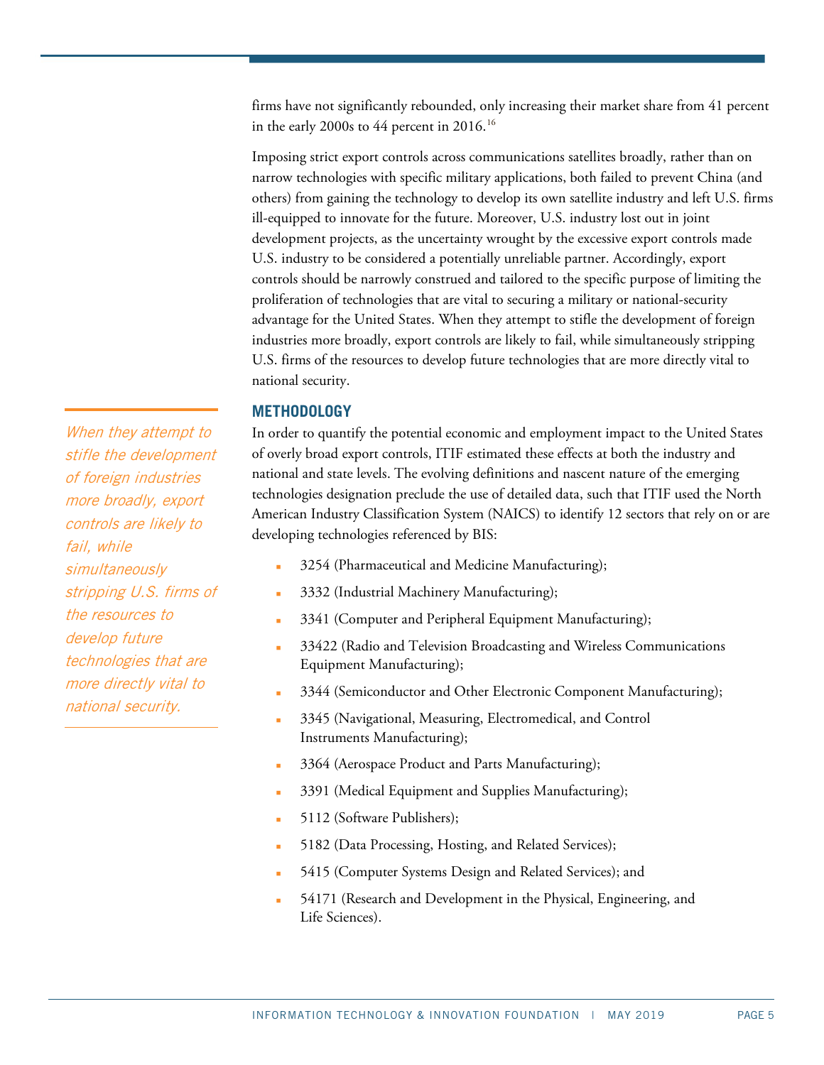firms have not significantly rebounded, only increasing their market share from 41 percent in the early 2000s to 44 percent in 2016.[16]

Imposing strict export controls across communications satellites broadly, rather than on narrow technologies with specific military applications, both failed to prevent China (and others) from gaining the technology to develop its own satellite industry and left U.S. firms ill-equipped to innovate for the future. Moreover, U.S. industry lost out in joint development projects, as the uncertainty wrought by the excessive export controls made U.S. industry to be considered a potentially unreliable partner. Accordingly, export controls should be narrowly construed and tailored to the specific purpose of limiting the proliferation of technologies that are vital to securing a military or national-security advantage for the United States. When they attempt to stifle the development of foreign industries more broadly, export controls are likely to fail, while simultaneously stripping U.S. firms of the resources to develop future technologies that are more directly vital to national security.

*When they attempt to stifle the development of foreign industries more broadly, export controls are likely to fail, while simultaneously stripping U.S. firms of the resources to develop future technologies that are more directly vital to national security.*

## METHODOLOGY

In order to quantify the potential economic and employment impact to the United States of overly broad export controls, ITIF estimated these effects at both the industry and national and state levels. The evolving definitions and nascent nature of the emerging technologies designation preclude the use of detailed data, such that ITIF used the North American Industry Classification System (NAICS) to identify 12 sectors that rely on or are developing technologies referenced by BIS:

- 3254 (Pharmaceutical and Medicine Manufacturing);
- 3332 (Industrial Machinery Manufacturing);
- 3341 (Computer and Peripheral Equipment Manufacturing);
- 33422 (Radio and Television Broadcasting and Wireless Communications Equipment Manufacturing);
- 3344 (Semiconductor and Other Electronic Component Manufacturing);
- 3345 (Navigational, Measuring, Electromedical, and Control Instruments Manufacturing);
- 3364 (Aerospace Product and Parts Manufacturing);
- 3391 (Medical Equipment and Supplies Manufacturing);
- 5112 (Software Publishers);
- 5182 (Data Processing, Hosting, and Related Services);
- 5415 (Computer Systems Design and Related Services); and
- 54171 (Research and Development in the Physical, Engineering, and Life Sciences).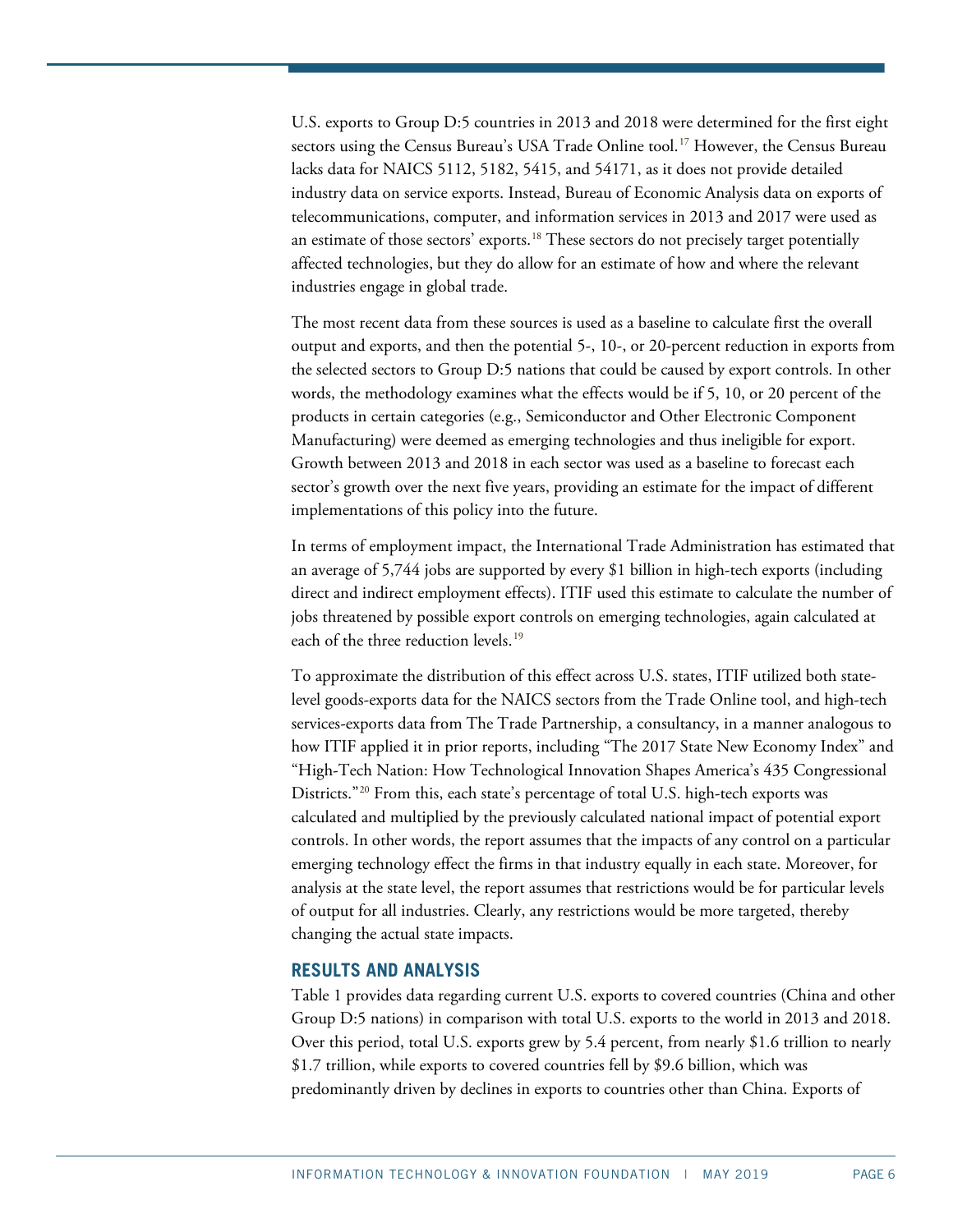U.S. exports to Group D:5 countries in 2013 and 2018 were determined for the first eight sectors using the Census Bureau's USA Trade Online tool.[17] However, the Census Bureau lacks data for NAICS 5112, 5182, 5415, and 54171, as it does not provide detailed industry data on service exports. Instead, Bureau of Economic Analysis data on exports of telecommunications, computer, and information services in 2013 and 2017 were used as an estimate of those sectors' exports.[18] These sectors do not precisely target potentially affected technologies, but they do allow for an estimate of how and where the relevant industries engage in global trade.

The most recent data from these sources is used as a baseline to calculate first the overall output and exports, and then the potential 5-, 10-, or 20-percent reduction in exports from the selected sectors to Group D:5 nations that could be caused by export controls. In other words, the methodology examines what the effects would be if 5, 10, or 20 percent of the products in certain categories (e.g., Semiconductor and Other Electronic Component Manufacturing) were deemed as emerging technologies and thus ineligible for export. Growth between 2013 and 2018 in each sector was used as a baseline to forecast each sector's growth over the next five years, providing an estimate for the impact of different implementations of this policy into the future.

In terms of employment impact, the International Trade Administration has estimated that an average of 5,744 jobs are supported by every $1 billion in high-tech exports (including direct and indirect employment effects). ITIF used this estimate to calculate the number of jobs threatened by possible export controls on emerging technologies, again calculated at each of the three reduction levels.[19]

To approximate the distribution of this effect across U.S. states, ITIF utilized both state-level goods-exports data for the NAICS sectors from the Trade Online tool, and high-tech services-exports data from The Trade Partnership, a consultancy, in a manner analogous to how ITIF applied it in prior reports, including "The 2017 State New Economy Index" and "High-Tech Nation: How Technological Innovation Shapes America's 435 Congressional Districts."[20] From this, each state's percentage of total U.S. high-tech exports was calculated and multiplied by the previously calculated national impact of potential export controls. In other words, the report assumes that the impacts of any control on a particular emerging technology effect the firms in that industry equally in each state. Moreover, for analysis at the state level, the report assumes that restrictions would be for particular levels of output for all industries. Clearly, any restrictions would be more targeted, thereby changing the actual state impacts.

## RESULTS AND ANALYSIS

Table 1 provides data regarding current U.S. exports to covered countries (China and other Group D:5 nations) in comparison with total U.S. exports to the world in 2013 and 2018. Over this period, total U.S. exports grew by 5.4 percent, from nearly $1.6 trillion to nearly $1.7 trillion, while exports to covered countries fell by $9.6 billion, which was predominantly driven by declines in exports to countries other than China. Exports of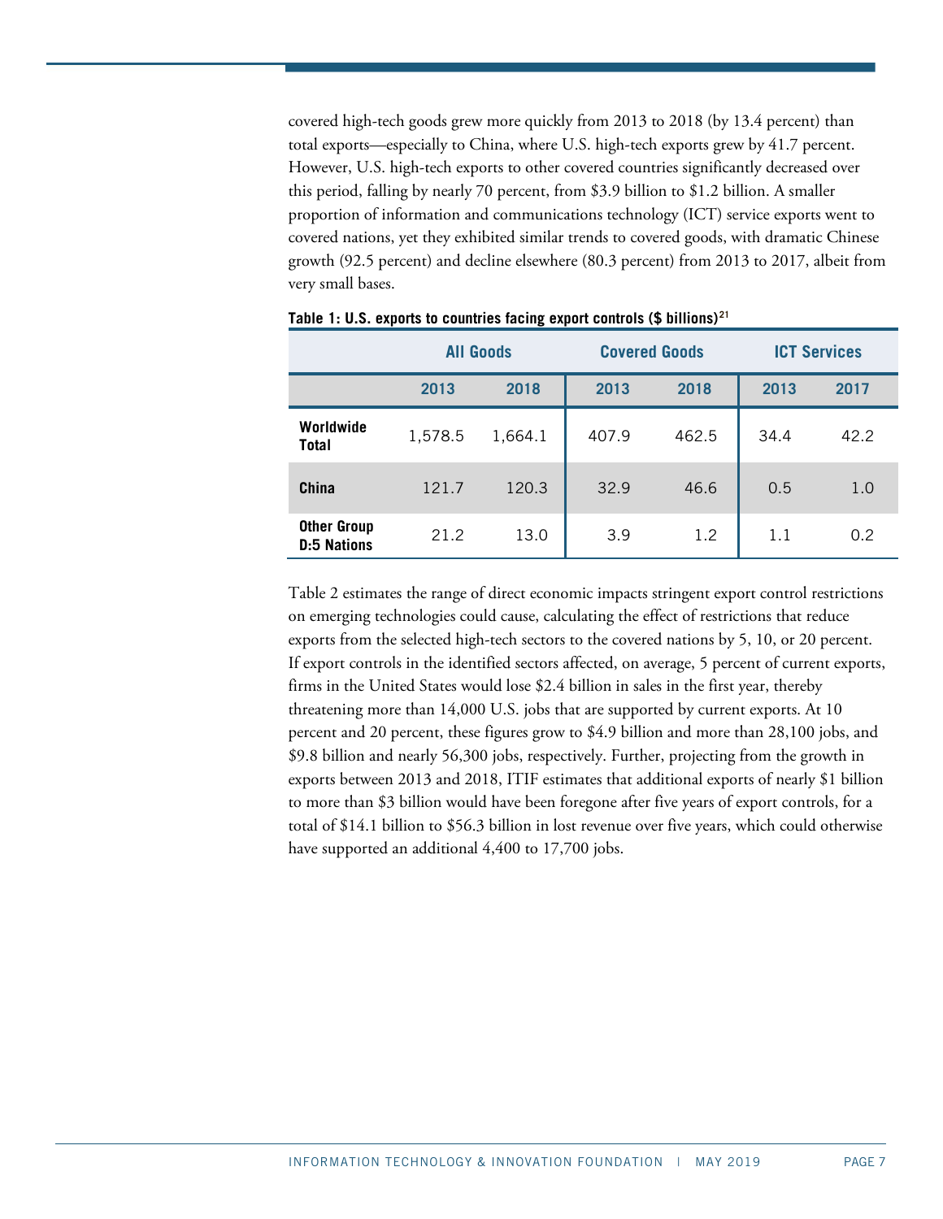covered high-tech goods grew more quickly from 2013 to 2018 (by 13.4 percent) than total exports—especially to China, where U.S. high-tech exports grew by 41.7 percent. However, U.S. high-tech exports to other covered countries significantly decreased over this period, falling by nearly 70 percent, from $3.9 billion to $1.2 billion. A smaller proportion of information and communications technology (ICT) service exports went to covered nations, yet they exhibited similar trends to covered goods, with dramatic Chinese growth (92.5 percent) and decline elsewhere (80.3 percent) from 2013 to 2017, albeit from very small bases.

**Table 1: U.S. exports to countries facing export controls ($ billions)[21]**

| | All Goods | | Covered Goods | | ICT Services | |
|---|---|---|---|---|---|---|
| | 2013 | 2018 | 2013 | 2018 | 2013 | 2017 |
| **Worldwide Total** | 1,578.5 | 1,664.1 | 407.9 | 462.5 | 34.4 | 42.2 |
| **China** | 121.7 | 120.3 | 32.9 | 46.6 | 0.5 | 1.0 |
| **Other Group D:5 Nations** | 21.2 | 13.0 | 3.9 | 1.2 | 1.1 | 0.2 |

Table 2 estimates the range of direct economic impacts stringent export control restrictions on emerging technologies could cause, calculating the effect of restrictions that reduce exports from the selected high-tech sectors to the covered nations by 5, 10, or 20 percent. If export controls in the identified sectors affected, on average, 5 percent of current exports, firms in the United States would lose $2.4 billion in sales in the first year, thereby threatening more than 14,000 U.S. jobs that are supported by current exports. At 10 percent and 20 percent, these figures grow to $4.9 billion and more than 28,100 jobs, and $9.8 billion and nearly 56,300 jobs, respectively. Further, projecting from the growth in exports between 2013 and 2018, ITIF estimates that additional exports of nearly $1 billion to more than $3 billion would have been foregone after five years of export controls, for a total of $14.1 billion to $56.3 billion in lost revenue over five years, which could otherwise have supported an additional 4,400 to 17,700 jobs.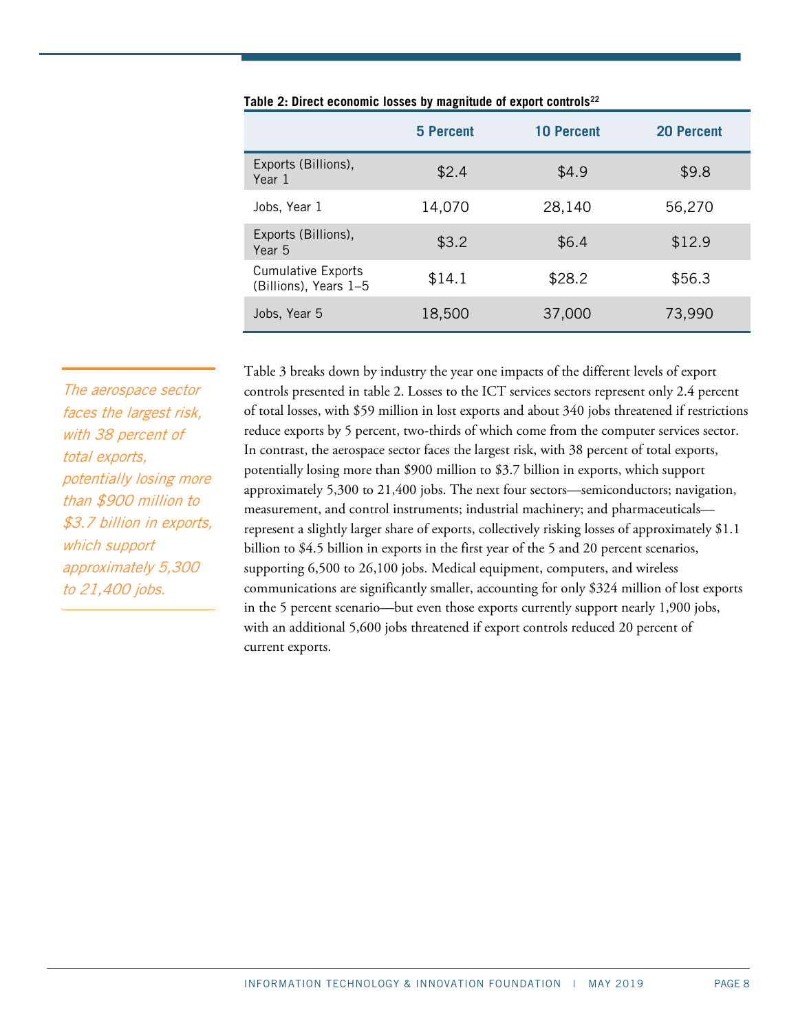**Table 2: Direct economic losses by magnitude of export controls**[22]

| | 5 Percent | 10 Percent | 20 Percent |
|---|---|---|---|
| Exports (Billions), Year 1 | $2.4 | $4.9 | $9.8 |
| Jobs, Year 1 | 14,070 | 28,140 | 56,270 |
| Exports (Billions), Year 5 | $3.2 | $6.4 | $12.9 |
| Cumulative Exports (Billions), Years 1–5 | $14.1 | $28.2 | $56.3 |
| Jobs, Year 5 | 18,500 | 37,000 | 73,990 |

*The aerospace sector faces the largest risk, with 38 percent of total exports, potentially losing more than $900 million to $3.7 billion in exports, which support approximately 5,300 to 21,400 jobs.*

Table 3 breaks down by industry the year one impacts of the different levels of export controls presented in table 2. Losses to the ICT services sectors represent only 2.4 percent of total losses, with $59 million in lost exports and about 340 jobs threatened if restrictions reduce exports by 5 percent, two-thirds of which come from the computer services sector. In contrast, the aerospace sector faces the largest risk, with 38 percent of total exports, potentially losing more than $900 million to $3.7 billion in exports, which support approximately 5,300 to 21,400 jobs. The next four sectors—semiconductors; navigation, measurement, and control instruments; industrial machinery; and pharmaceuticals—represent a slightly larger share of exports, collectively risking losses of approximately $1.1 billion to $4.5 billion in exports in the first year of the 5 and 20 percent scenarios, supporting 6,500 to 26,100 jobs. Medical equipment, computers, and wireless communications are significantly smaller, accounting for only $324 million of lost exports in the 5 percent scenario—but even those exports currently support nearly 1,900 jobs, with an additional 5,600 jobs threatened if export controls reduced 20 percent of current exports.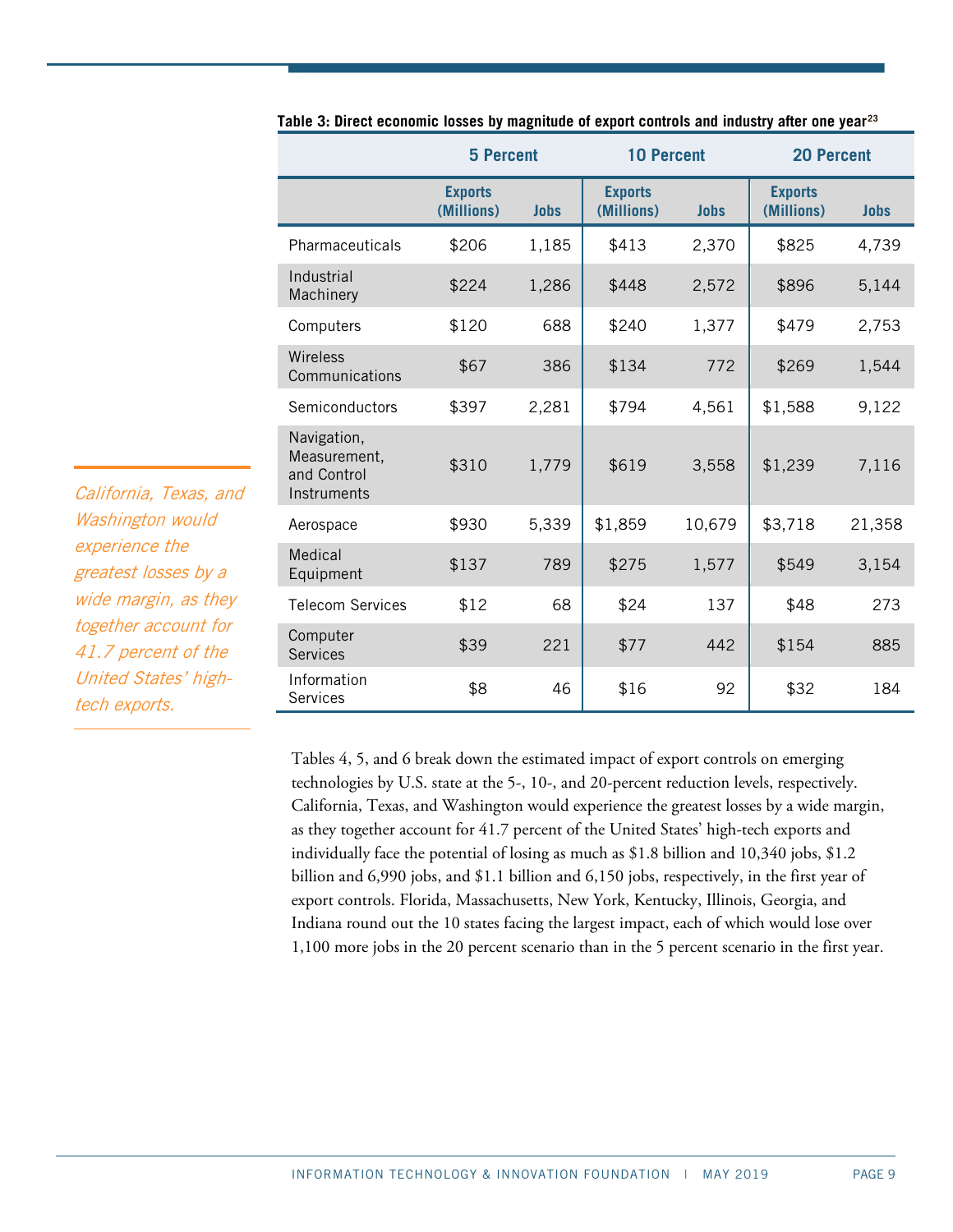**Table 3: Direct economic losses by magnitude of export controls and industry after one year[23]**

| | 5 Percent | | 10 Percent | | 20 Percent | |
|---|---|---|---|---|---|---|
| | Exports (Millions) | Jobs | Exports (Millions) | Jobs | Exports (Millions) | Jobs |
| Pharmaceuticals | $206 | 1,185 | $413 | 2,370 | $825 | 4,739 |
| Industrial Machinery | $224 | 1,286 | $448 | 2,572 | $896 | 5,144 |
| Computers | $120 | 688 | $240 | 1,377 | $479 | 2,753 |
| Wireless Communications | $67 | 386 | $134 | 772 | $269 | 1,544 |
| Semiconductors | $397 | 2,281 | $794 | 4,561 | $1,588 | 9,122 |
| Navigation, Measurement, and Control Instruments | $310 | 1,779 | $619 | 3,558 | $1,239 | 7,116 |
| Aerospace | $930 | 5,339 | $1,859 | 10,679 | $3,718 | 21,358 |
| Medical Equipment | $137 | 789 | $275 | 1,577 | $549 | 3,154 |
| Telecom Services | $12 | 68 | $24 | 137 | $48 | 273 |
| Computer Services | $39 | 221 | $77 | 442 | $154 | 885 |
| Information Services | $8 | 46 | $16 | 92 | $32 | 184 |

*California, Texas, and Washington would experience the greatest losses by a wide margin, as they together account for 41.7 percent of the United States' high-tech exports.*

Tables 4, 5, and 6 break down the estimated impact of export controls on emerging technologies by U.S. state at the 5-, 10-, and 20-percent reduction levels, respectively. California, Texas, and Washington would experience the greatest losses by a wide margin, as they together account for 41.7 percent of the United States' high-tech exports and individually face the potential of losing as much as $1.8 billion and 10,340 jobs, $1.2 billion and 6,990 jobs, and $1.1 billion and 6,150 jobs, respectively, in the first year of export controls. Florida, Massachusetts, New York, Kentucky, Illinois, Georgia, and Indiana round out the 10 states facing the largest impact, each of which would lose over 1,100 more jobs in the 20 percent scenario than in the 5 percent scenario in the first year.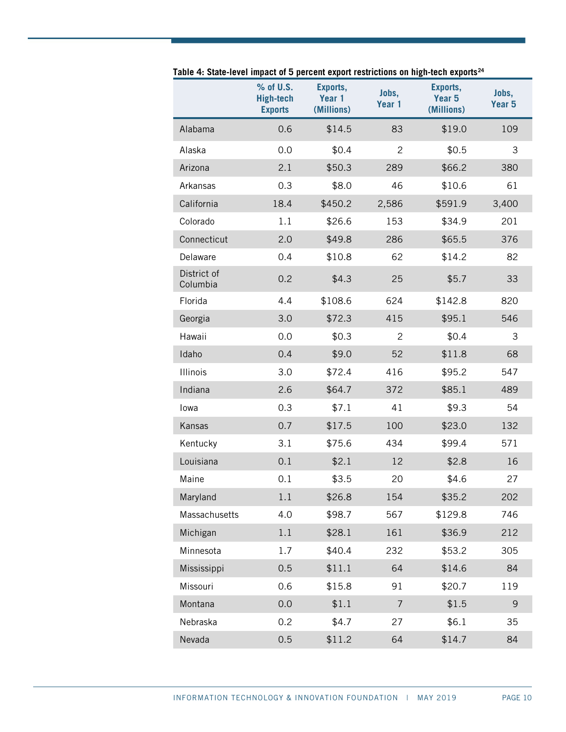**Table 4: State-level impact of 5 percent export restrictions on high-tech exports**[24]

| | % of U.S. High-tech Exports | Exports, Year 1 (Millions) | Jobs, Year 1 | Exports, Year 5 (Millions) | Jobs, Year 5 |
|---|---|---|---|---|---|
| Alabama | 0.6 | $14.5 | 83 | $19.0 | 109 |
| Alaska | 0.0 | $0.4 | 2 | $0.5 | 3 |
| Arizona | 2.1 | $50.3 | 289 | $66.2 | 380 |
| Arkansas | 0.3 | $8.0 | 46 | $10.6 | 61 |
| California | 18.4 | $450.2 | 2,586 | $591.9 | 3,400 |
| Colorado | 1.1 | $26.6 | 153 | $34.9 | 201 |
| Connecticut | 2.0 | $49.8 | 286 | $65.5 | 376 |
| Delaware | 0.4 | $10.8 | 62 | $14.2 | 82 |
| District of Columbia | 0.2 | $4.3 | 25 | $5.7 | 33 |
| Florida | 4.4 | $108.6 | 624 | $142.8 | 820 |
| Georgia | 3.0 | $72.3 | 415 | $95.1 | 546 |
| Hawaii | 0.0 | $0.3 | 2 | $0.4 | 3 |
| Idaho | 0.4 | $9.0 | 52 | $11.8 | 68 |
| Illinois | 3.0 | $72.4 | 416 | $95.2 | 547 |
| Indiana | 2.6 | $64.7 | 372 | $85.1 | 489 |
| Iowa | 0.3 | $7.1 | 41 | $9.3 | 54 |
| Kansas | 0.7 | $17.5 | 100 | $23.0 | 132 |
| Kentucky | 3.1 | $75.6 | 434 | $99.4 | 571 |
| Louisiana | 0.1 | $2.1 | 12 | $2.8 | 16 |
| Maine | 0.1 | $3.5 | 20 | $4.6 | 27 |
| Maryland | 1.1 | $26.8 | 154 | $35.2 | 202 |
| Massachusetts | 4.0 | $98.7 | 567 | $129.8 | 746 |
| Michigan | 1.1 | $28.1 | 161 | $36.9 | 212 |
| Minnesota | 1.7 | $40.4 | 232 | $53.2 | 305 |
| Mississippi | 0.5 | $11.1 | 64 | $14.6 | 84 |
| Missouri | 0.6 | $15.8 | 91 | $20.7 | 119 |
| Montana | 0.0 | $1.1 | 7 | $1.5 | 9 |
| Nebraska | 0.2 | $4.7 | 27 | $6.1 | 35 |
| Nevada | 0.5 | $11.2 | 64 | $14.7 | 84 |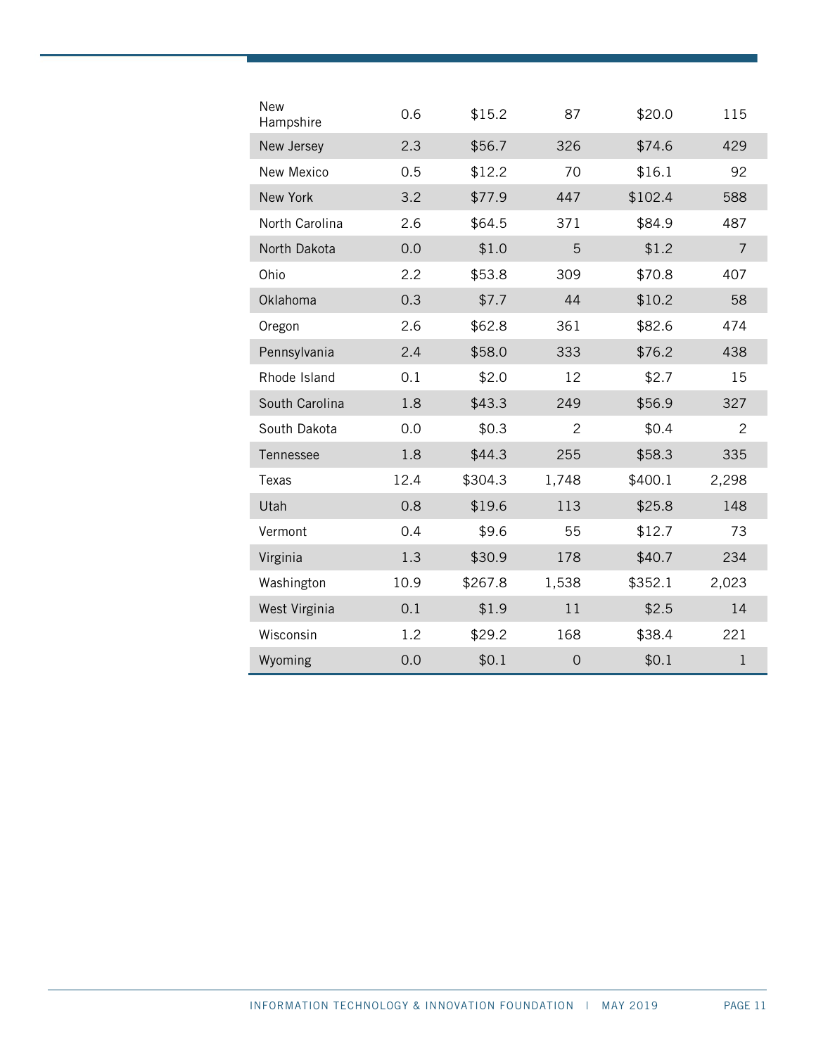| | | | | | |
|---|---|---|---|---|---|
| New Hampshire | 0.6 | $15.2 | 87 | $20.0 | 115 |
| New Jersey | 2.3 | $56.7 | 326 | $74.6 | 429 |
| New Mexico | 0.5 | $12.2 | 70 | $16.1 | 92 |
| New York | 3.2 | $77.9 | 447 | $102.4 | 588 |
| North Carolina | 2.6 | $64.5 | 371 | $84.9 | 487 |
| North Dakota | 0.0 | $1.0 | 5 | $1.2 | 7 |
| Ohio | 2.2 | $53.8 | 309 | $70.8 | 407 |
| Oklahoma | 0.3 | $7.7 | 44 | $10.2 | 58 |
| Oregon | 2.6 | $62.8 | 361 | $82.6 | 474 |
| Pennsylvania | 2.4 | $58.0 | 333 | $76.2 | 438 |
| Rhode Island | 0.1 | $2.0 | 12 | $2.7 | 15 |
| South Carolina | 1.8 | $43.3 | 249 | $56.9 | 327 |
| South Dakota | 0.0 | $0.3 | 2 | $0.4 | 2 |
| Tennessee | 1.8 | $44.3 | 255 | $58.3 | 335 |
| Texas | 12.4 | $304.3 | 1,748 | $400.1 | 2,298 |
| Utah | 0.8 | $19.6 | 113 | $25.8 | 148 |
| Vermont | 0.4 | $9.6 | 55 | $12.7 | 73 |
| Virginia | 1.3 | $30.9 | 178 | $40.7 | 234 |
| Washington | 10.9 | $267.8 | 1,538 | $352.1 | 2,023 |
| West Virginia | 0.1 | $1.9 | 11 | $2.5 | 14 |
| Wisconsin | 1.2 | $29.2 | 168 | $38.4 | 221 |
| Wyoming | 0.0 | $0.1 | 0 | $0.1 | 1 |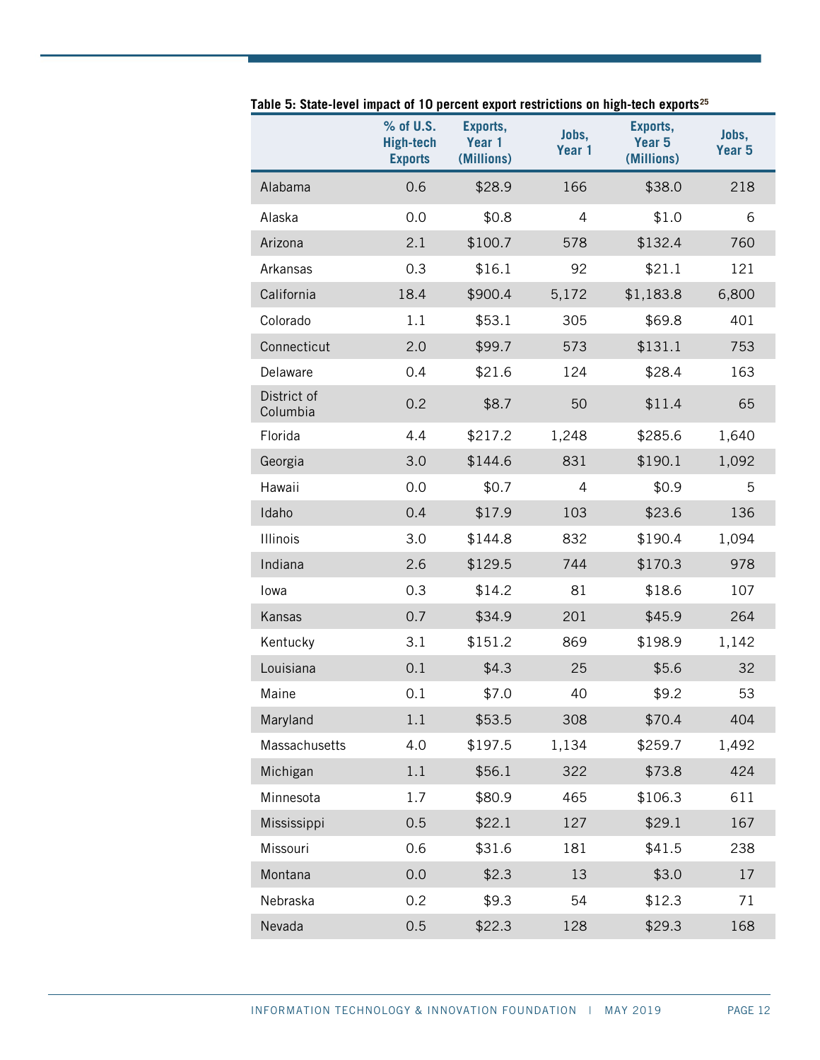**Table 5: State-level impact of 10 percent export restrictions on high-tech exports**[25]

| | % of U.S. High-tech Exports | Exports, Year 1 (Millions) | Jobs, Year 1 | Exports, Year 5 (Millions) | Jobs, Year 5 |
|---|---|---|---|---|---|
| Alabama | 0.6 | $28.9 | 166 | $38.0 | 218 |
| Alaska | 0.0 | $0.8 | 4 | $1.0 | 6 |
| Arizona | 2.1 | $100.7 | 578 | $132.4 | 760 |
| Arkansas | 0.3 | $16.1 | 92 | $21.1 | 121 |
| California | 18.4 | $900.4 | 5,172 | $1,183.8 | 6,800 |
| Colorado | 1.1 | $53.1 | 305 | $69.8 | 401 |
| Connecticut | 2.0 | $99.7 | 573 | $131.1 | 753 |
| Delaware | 0.4 | $21.6 | 124 | $28.4 | 163 |
| District of Columbia | 0.2 | $8.7 | 50 | $11.4 | 65 |
| Florida | 4.4 | $217.2 | 1,248 | $285.6 | 1,640 |
| Georgia | 3.0 | $144.6 | 831 | $190.1 | 1,092 |
| Hawaii | 0.0 | $0.7 | 4 | $0.9 | 5 |
| Idaho | 0.4 | $17.9 | 103 | $23.6 | 136 |
| Illinois | 3.0 | $144.8 | 832 | $190.4 | 1,094 |
| Indiana | 2.6 | $129.5 | 744 | $170.3 | 978 |
| Iowa | 0.3 | $14.2 | 81 | $18.6 | 107 |
| Kansas | 0.7 | $34.9 | 201 | $45.9 | 264 |
| Kentucky | 3.1 | $151.2 | 869 | $198.9 | 1,142 |
| Louisiana | 0.1 | $4.3 | 25 | $5.6 | 32 |
| Maine | 0.1 | $7.0 | 40 | $9.2 | 53 |
| Maryland | 1.1 | $53.5 | 308 | $70.4 | 404 |
| Massachusetts | 4.0 | $197.5 | 1,134 | $259.7 | 1,492 |
| Michigan | 1.1 | $56.1 | 322 | $73.8 | 424 |
| Minnesota | 1.7 | $80.9 | 465 | $106.3 | 611 |
| Mississippi | 0.5 | $22.1 | 127 | $29.1 | 167 |
| Missouri | 0.6 | $31.6 | 181 | $41.5 | 238 |
| Montana | 0.0 | $2.3 | 13 | $3.0 | 17 |
| Nebraska | 0.2 | $9.3 | 54 | $12.3 | 71 |
| Nevada | 0.5 | $22.3 | 128 | $29.3 | 168 |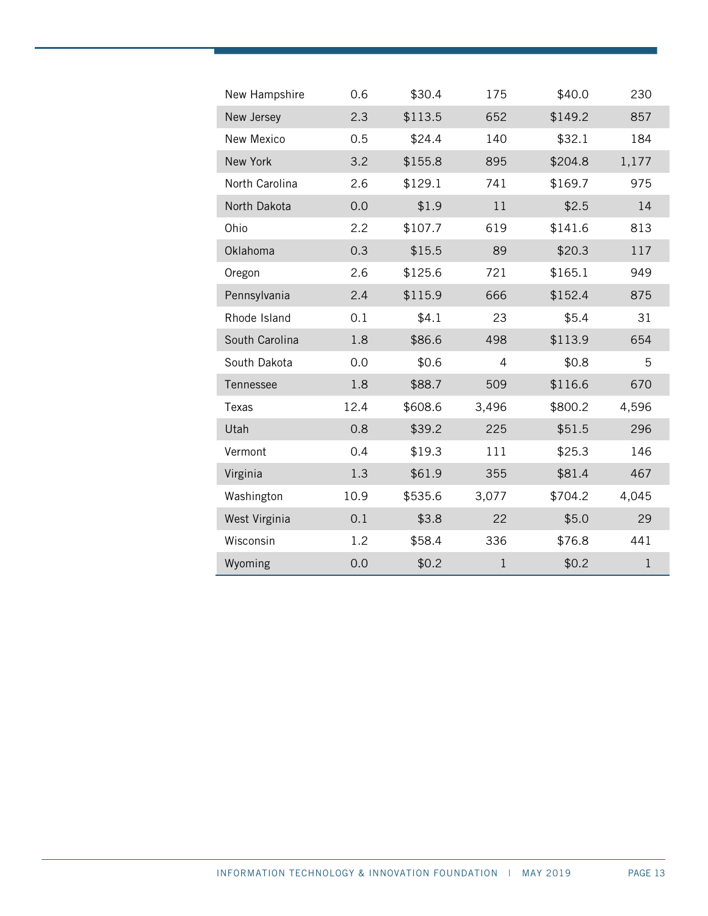| | | | | | |
|---|---|---|---|---|---|
| New Hampshire | 0.6 | $30.4 | 175 | $40.0 | 230 |
| New Jersey | 2.3 | $113.5 | 652 | $149.2 | 857 |
| New Mexico | 0.5 | $24.4 | 140 | $32.1 | 184 |
| New York | 3.2 | $155.8 | 895 | $204.8 | 1,177 |
| North Carolina | 2.6 | $129.1 | 741 | $169.7 | 975 |
| North Dakota | 0.0 | $1.9 | 11 | $2.5 | 14 |
| Ohio | 2.2 | $107.7 | 619 | $141.6 | 813 |
| Oklahoma | 0.3 | $15.5 | 89 | $20.3 | 117 |
| Oregon | 2.6 | $125.6 | 721 | $165.1 | 949 |
| Pennsylvania | 2.4 | $115.9 | 666 | $152.4 | 875 |
| Rhode Island | 0.1 | $4.1 | 23 | $5.4 | 31 |
| South Carolina | 1.8 | $86.6 | 498 | $113.9 | 654 |
| South Dakota | 0.0 | $0.6 | 4 | $0.8 | 5 |
| Tennessee | 1.8 | $88.7 | 509 | $116.6 | 670 |
| Texas | 12.4 | $608.6 | 3,496 | $800.2 | 4,596 |
| Utah | 0.8 | $39.2 | 225 | $51.5 | 296 |
| Vermont | 0.4 | $19.3 | 111 | $25.3 | 146 |
| Virginia | 1.3 | $61.9 | 355 | $81.4 | 467 |
| Washington | 10.9 | $535.6 | 3,077 | $704.2 | 4,045 |
| West Virginia | 0.1 | $3.8 | 22 | $5.0 | 29 |
| Wisconsin | 1.2 | $58.4 | 336 | $76.8 | 441 |
| Wyoming | 0.0 | $0.2 | 1 | $0.2 | 1 |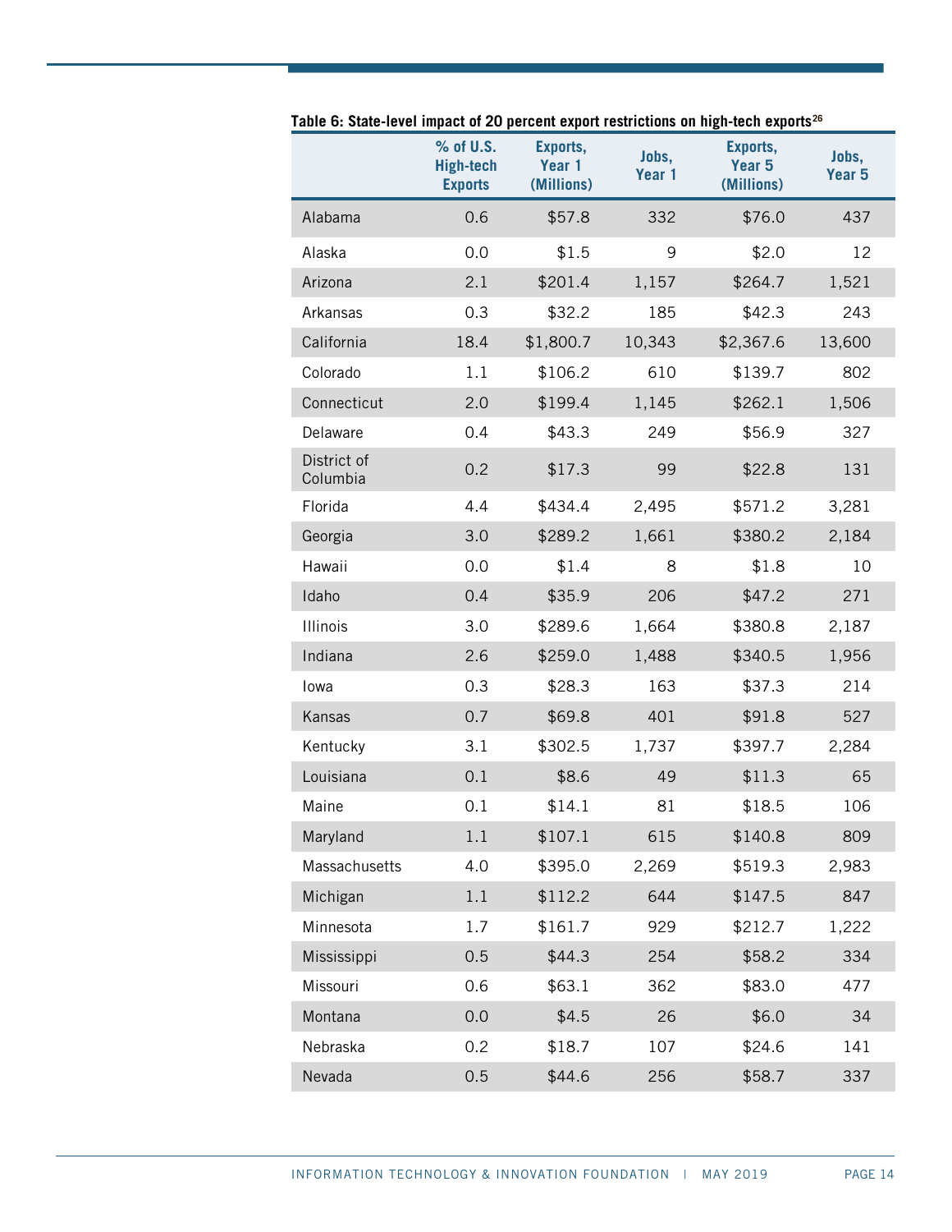**Table 6: State-level impact of 20 percent export restrictions on high-tech exports[26]**

| | % of U.S. High-tech Exports | Exports, Year 1 (Millions) | Jobs, Year 1 | Exports, Year 5 (Millions) | Jobs, Year 5 |
|---|---|---|---|---|---|
| Alabama | 0.6 | $57.8 | 332 | $76.0 | 437 |
| Alaska | 0.0 | $1.5 | 9 | $2.0 | 12 |
| Arizona | 2.1 | $201.4 | 1,157 | $264.7 | 1,521 |
| Arkansas | 0.3 | $32.2 | 185 | $42.3 | 243 |
| California | 18.4 | $1,800.7 | 10,343 | $2,367.6 | 13,600 |
| Colorado | 1.1 | $106.2 | 610 | $139.7 | 802 |
| Connecticut | 2.0 | $199.4 | 1,145 | $262.1 | 1,506 |
| Delaware | 0.4 | $43.3 | 249 | $56.9 | 327 |
| District of Columbia | 0.2 | $17.3 | 99 | $22.8 | 131 |
| Florida | 4.4 | $434.4 | 2,495 | $571.2 | 3,281 |
| Georgia | 3.0 | $289.2 | 1,661 | $380.2 | 2,184 |
| Hawaii | 0.0 | $1.4 | 8 | $1.8 | 10 |
| Idaho | 0.4 | $35.9 | 206 | $47.2 | 271 |
| Illinois | 3.0 | $289.6 | 1,664 | $380.8 | 2,187 |
| Indiana | 2.6 | $259.0 | 1,488 | $340.5 | 1,956 |
| Iowa | 0.3 | $28.3 | 163 | $37.3 | 214 |
| Kansas | 0.7 | $69.8 | 401 | $91.8 | 527 |
| Kentucky | 3.1 | $302.5 | 1,737 | $397.7 | 2,284 |
| Louisiana | 0.1 | $8.6 | 49 | $11.3 | 65 |
| Maine | 0.1 | $14.1 | 81 | $18.5 | 106 |
| Maryland | 1.1 | $107.1 | 615 | $140.8 | 809 |
| Massachusetts | 4.0 | $395.0 | 2,269 | $519.3 | 2,983 |
| Michigan | 1.1 | $112.2 | 644 | $147.5 | 847 |
| Minnesota | 1.7 | $161.7 | 929 | $212.7 | 1,222 |
| Mississippi | 0.5 | $44.3 | 254 | $58.2 | 334 |
| Missouri | 0.6 | $63.1 | 362 | $83.0 | 477 |
| Montana | 0.0 | $4.5 | 26 | $6.0 | 34 |
| Nebraska | 0.2 | $18.7 | 107 | $24.6 | 141 |
| Nevada | 0.5 | $44.6 | 256 | $58.7 | 337 |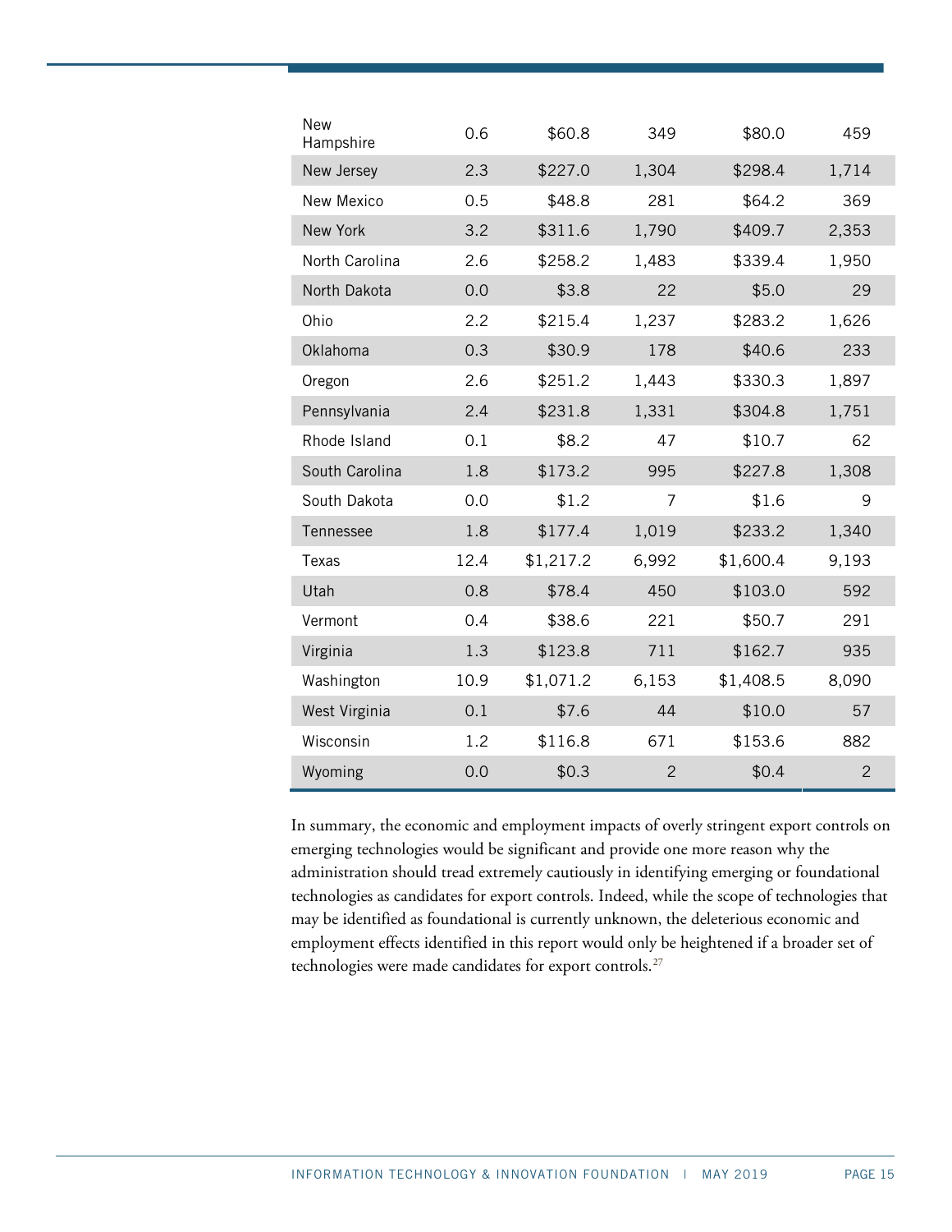| | | | | | |
|---|---|---|---|---|---|
| New Hampshire | 0.6 | $60.8 | 349 | $80.0 | 459 |
| New Jersey | 2.3 | $227.0 | 1,304 | $298.4 | 1,714 |
| New Mexico | 0.5 | $48.8 | 281 | $64.2 | 369 |
| New York | 3.2 | $311.6 | 1,790 | $409.7 | 2,353 |
| North Carolina | 2.6 | $258.2 | 1,483 | $339.4 | 1,950 |
| North Dakota | 0.0 | $3.8 | 22 | $5.0 | 29 |
| Ohio | 2.2 | $215.4 | 1,237 | $283.2 | 1,626 |
| Oklahoma | 0.3 | $30.9 | 178 | $40.6 | 233 |
| Oregon | 2.6 | $251.2 | 1,443 | $330.3 | 1,897 |
| Pennsylvania | 2.4 | $231.8 | 1,331 | $304.8 | 1,751 |
| Rhode Island | 0.1 | $8.2 | 47 | $10.7 | 62 |
| South Carolina | 1.8 | $173.2 | 995 | $227.8 | 1,308 |
| South Dakota | 0.0 | $1.2 | 7 | $1.6 | 9 |
| Tennessee | 1.8 | $177.4 | 1,019 | $233.2 | 1,340 |
| Texas | 12.4 | $1,217.2 | 6,992 | $1,600.4 | 9,193 |
| Utah | 0.8 | $78.4 | 450 | $103.0 | 592 |
| Vermont | 0.4 | $38.6 | 221 | $50.7 | 291 |
| Virginia | 1.3 | $123.8 | 711 | $162.7 | 935 |
| Washington | 10.9 | $1,071.2 | 6,153 | $1,408.5 | 8,090 |
| West Virginia | 0.1 | $7.6 | 44 | $10.0 | 57 |
| Wisconsin | 1.2 | $116.8 | 671 | $153.6 | 882 |
| Wyoming | 0.0 | $0.3 | 2 | $0.4 | 2 |

In summary, the economic and employment impacts of overly stringent export controls on emerging technologies would be significant and provide one more reason why the administration should tread extremely cautiously in identifying emerging or foundational technologies as candidates for export controls. Indeed, while the scope of technologies that may be identified as foundational is currently unknown, the deleterious economic and employment effects identified in this report would only be heightened if a broader set of technologies were made candidates for export controls.[27]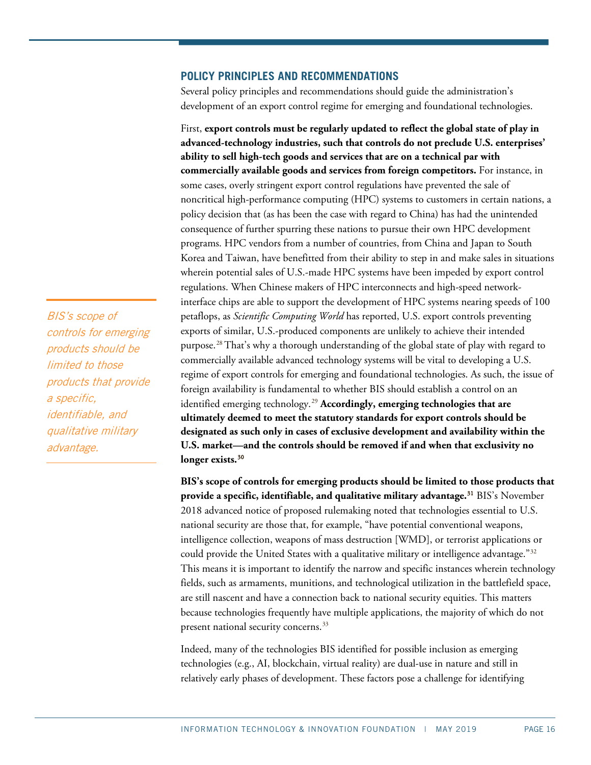## POLICY PRINCIPLES AND RECOMMENDATIONS

Several policy principles and recommendations should guide the administration's development of an export control regime for emerging and foundational technologies.

First, **export controls must be regularly updated to reflect the global state of play in advanced-technology industries, such that controls do not preclude U.S. enterprises' ability to sell high-tech goods and services that are on a technical par with commercially available goods and services from foreign competitors.** For instance, in some cases, overly stringent export control regulations have prevented the sale of noncritical high-performance computing (HPC) systems to customers in certain nations, a policy decision that (as has been the case with regard to China) has had the unintended consequence of further spurring these nations to pursue their own HPC development programs. HPC vendors from a number of countries, from China and Japan to South Korea and Taiwan, have benefitted from their ability to step in and make sales in situations wherein potential sales of U.S.-made HPC systems have been impeded by export control regulations. When Chinese makers of HPC interconnects and high-speed network-interface chips are able to support the development of HPC systems nearing speeds of 100 petaflops, as *Scientific Computing World* has reported, U.S. export controls preventing exports of similar, U.S.-produced components are unlikely to achieve their intended purpose.[28] That's why a thorough understanding of the global state of play with regard to commercially available advanced technology systems will be vital to developing a U.S. regime of export controls for emerging and foundational technologies. As such, the issue of foreign availability is fundamental to whether BIS should establish a control on an identified emerging technology.[29] **Accordingly, emerging technologies that are ultimately deemed to meet the statutory standards for export controls should be designated as such only in cases of exclusive development and availability within the U.S. market—and the controls should be removed if and when that exclusivity no longer exists.[30]**

*BIS's scope of controls for emerging products should be limited to those products that provide a specific, identifiable, and qualitative military advantage.*

**BIS's scope of controls for emerging products should be limited to those products that provide a specific, identifiable, and qualitative military advantage.[31]** BIS's November 2018 advanced notice of proposed rulemaking noted that technologies essential to U.S. national security are those that, for example, "have potential conventional weapons, intelligence collection, weapons of mass destruction [WMD], or terrorist applications or could provide the United States with a qualitative military or intelligence advantage."[32] This means it is important to identify the narrow and specific instances wherein technology fields, such as armaments, munitions, and technological utilization in the battlefield space, are still nascent and have a connection back to national security equities. This matters because technologies frequently have multiple applications, the majority of which do not present national security concerns.[33]

Indeed, many of the technologies BIS identified for possible inclusion as emerging technologies (e.g., AI, blockchain, virtual reality) are dual-use in nature and still in relatively early phases of development. These factors pose a challenge for identifying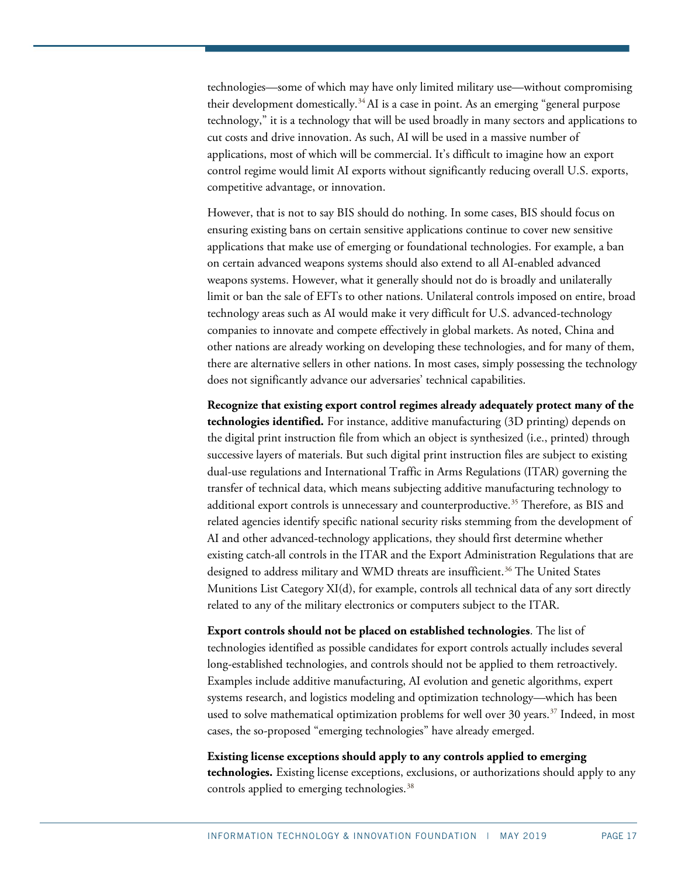technologies—some of which may have only limited military use—without compromising their development domestically.[34] AI is a case in point. As an emerging "general purpose technology," it is a technology that will be used broadly in many sectors and applications to cut costs and drive innovation. As such, AI will be used in a massive number of applications, most of which will be commercial. It's difficult to imagine how an export control regime would limit AI exports without significantly reducing overall U.S. exports, competitive advantage, or innovation.

However, that is not to say BIS should do nothing. In some cases, BIS should focus on ensuring existing bans on certain sensitive applications continue to cover new sensitive applications that make use of emerging or foundational technologies. For example, a ban on certain advanced weapons systems should also extend to all AI-enabled advanced weapons systems. However, what it generally should not do is broadly and unilaterally limit or ban the sale of EFTs to other nations. Unilateral controls imposed on entire, broad technology areas such as AI would make it very difficult for U.S. advanced-technology companies to innovate and compete effectively in global markets. As noted, China and other nations are already working on developing these technologies, and for many of them, there are alternative sellers in other nations. In most cases, simply possessing the technology does not significantly advance our adversaries' technical capabilities.

**Recognize that existing export control regimes already adequately protect many of the technologies identified.** For instance, additive manufacturing (3D printing) depends on the digital print instruction file from which an object is synthesized (i.e., printed) through successive layers of materials. But such digital print instruction files are subject to existing dual-use regulations and International Traffic in Arms Regulations (ITAR) governing the transfer of technical data, which means subjecting additive manufacturing technology to additional export controls is unnecessary and counterproductive.[35] Therefore, as BIS and related agencies identify specific national security risks stemming from the development of AI and other advanced-technology applications, they should first determine whether existing catch-all controls in the ITAR and the Export Administration Regulations that are designed to address military and WMD threats are insufficient.[36] The United States Munitions List Category XI(d), for example, controls all technical data of any sort directly related to any of the military electronics or computers subject to the ITAR.

**Export controls should not be placed on established technologies**. The list of technologies identified as possible candidates for export controls actually includes several long-established technologies, and controls should not be applied to them retroactively. Examples include additive manufacturing, AI evolution and genetic algorithms, expert systems research, and logistics modeling and optimization technology—which has been used to solve mathematical optimization problems for well over 30 years.[37] Indeed, in most cases, the so-proposed "emerging technologies" have already emerged.

**Existing license exceptions should apply to any controls applied to emerging technologies.** Existing license exceptions, exclusions, or authorizations should apply to any controls applied to emerging technologies.[38]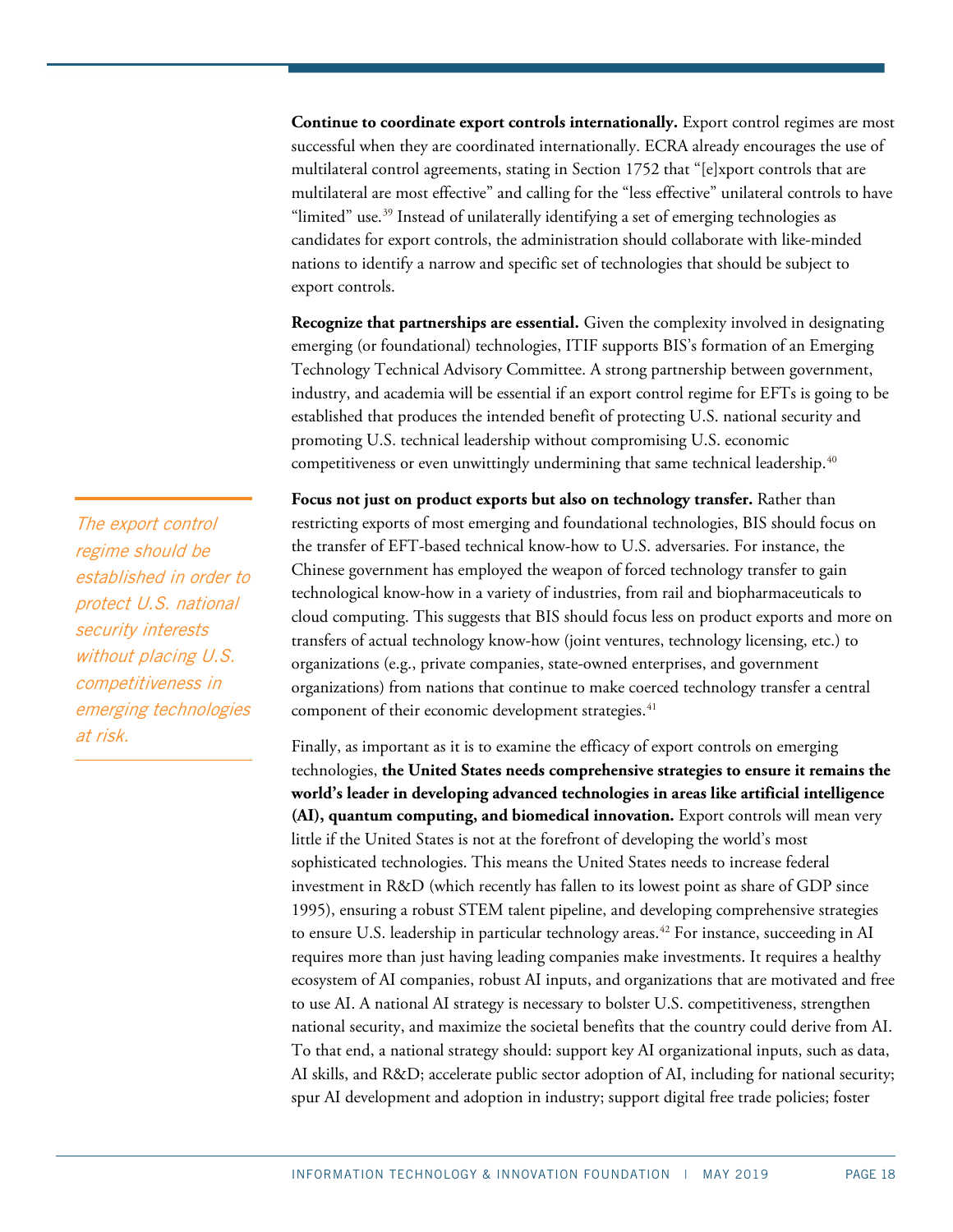**Continue to coordinate export controls internationally.** Export control regimes are most successful when they are coordinated internationally. ECRA already encourages the use of multilateral control agreements, stating in Section 1752 that "[e]xport controls that are multilateral are most effective" and calling for the "less effective" unilateral controls to have "limited" use.[39] Instead of unilaterally identifying a set of emerging technologies as candidates for export controls, the administration should collaborate with like-minded nations to identify a narrow and specific set of technologies that should be subject to export controls.

**Recognize that partnerships are essential.** Given the complexity involved in designating emerging (or foundational) technologies, ITIF supports BIS's formation of an Emerging Technology Technical Advisory Committee. A strong partnership between government, industry, and academia will be essential if an export control regime for EFTs is going to be established that produces the intended benefit of protecting U.S. national security and promoting U.S. technical leadership without compromising U.S. economic competitiveness or even unwittingly undermining that same technical leadership.[40]

*The export control regime should be established in order to protect U.S. national security interests without placing U.S. competitiveness in emerging technologies at risk.*

**Focus not just on product exports but also on technology transfer.** Rather than restricting exports of most emerging and foundational technologies, BIS should focus on the transfer of EFT-based technical know-how to U.S. adversaries. For instance, the Chinese government has employed the weapon of forced technology transfer to gain technological know-how in a variety of industries, from rail and biopharmaceuticals to cloud computing. This suggests that BIS should focus less on product exports and more on transfers of actual technology know-how (joint ventures, technology licensing, etc.) to organizations (e.g., private companies, state-owned enterprises, and government organizations) from nations that continue to make coerced technology transfer a central component of their economic development strategies.[41]

Finally, as important as it is to examine the efficacy of export controls on emerging technologies, **the United States needs comprehensive strategies to ensure it remains the world's leader in developing advanced technologies in areas like artificial intelligence (AI), quantum computing, and biomedical innovation.** Export controls will mean very little if the United States is not at the forefront of developing the world's most sophisticated technologies. This means the United States needs to increase federal investment in R&D (which recently has fallen to its lowest point as share of GDP since 1995), ensuring a robust STEM talent pipeline, and developing comprehensive strategies to ensure U.S. leadership in particular technology areas.[42] For instance, succeeding in AI requires more than just having leading companies make investments. It requires a healthy ecosystem of AI companies, robust AI inputs, and organizations that are motivated and free to use AI. A national AI strategy is necessary to bolster U.S. competitiveness, strengthen national security, and maximize the societal benefits that the country could derive from AI. To that end, a national strategy should: support key AI organizational inputs, such as data, AI skills, and R&D; accelerate public sector adoption of AI, including for national security; spur AI development and adoption in industry; support digital free trade policies; foster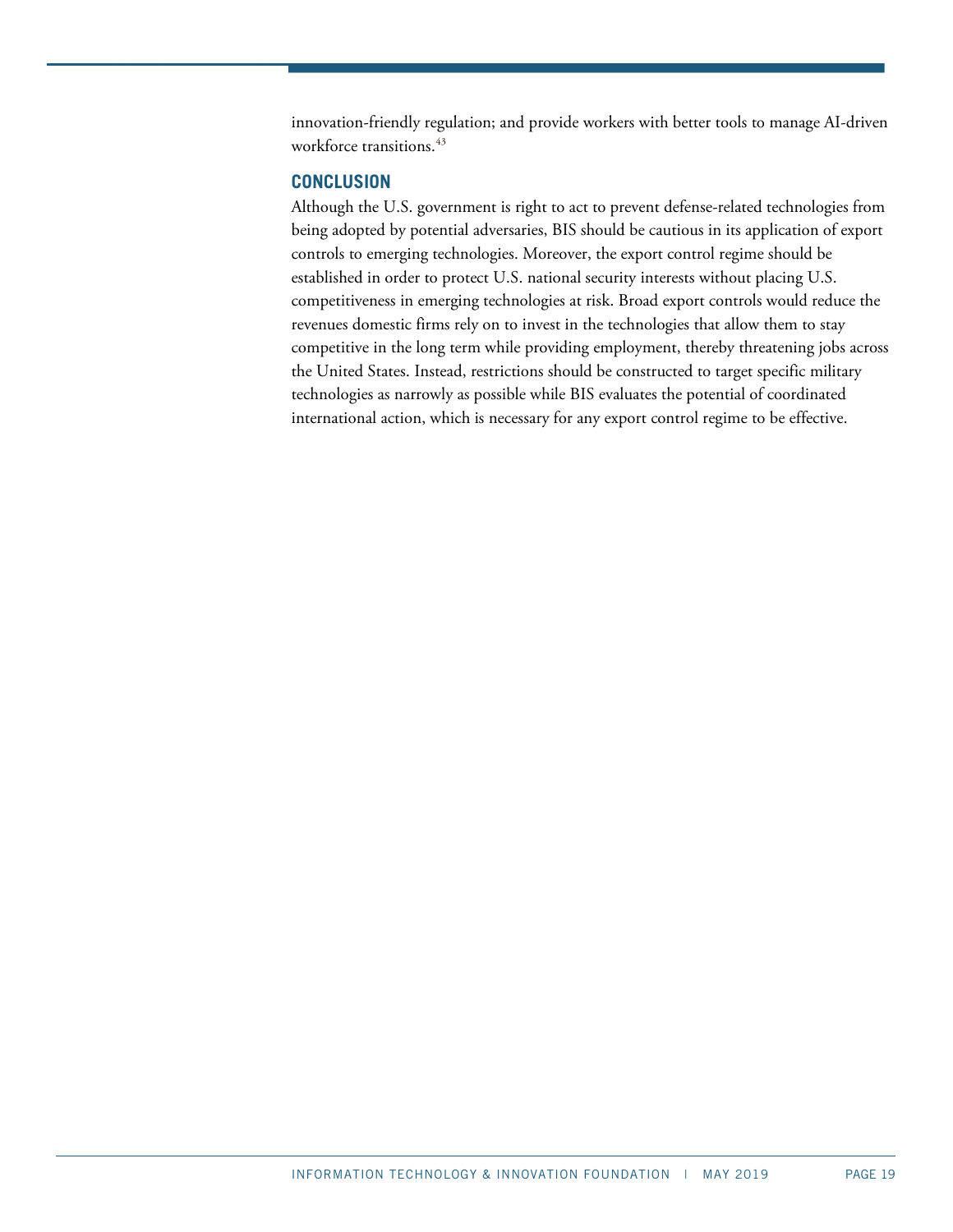innovation-friendly regulation; and provide workers with better tools to manage AI-driven workforce transitions.[43]

## CONCLUSION

Although the U.S. government is right to act to prevent defense-related technologies from being adopted by potential adversaries, BIS should be cautious in its application of export controls to emerging technologies. Moreover, the export control regime should be established in order to protect U.S. national security interests without placing U.S. competitiveness in emerging technologies at risk. Broad export controls would reduce the revenues domestic firms rely on to invest in the technologies that allow them to stay competitive in the long term while providing employment, thereby threatening jobs across the United States. Instead, restrictions should be constructed to target specific military technologies as narrowly as possible while BIS evaluates the potential of coordinated international action, which is necessary for any export control regime to be effective.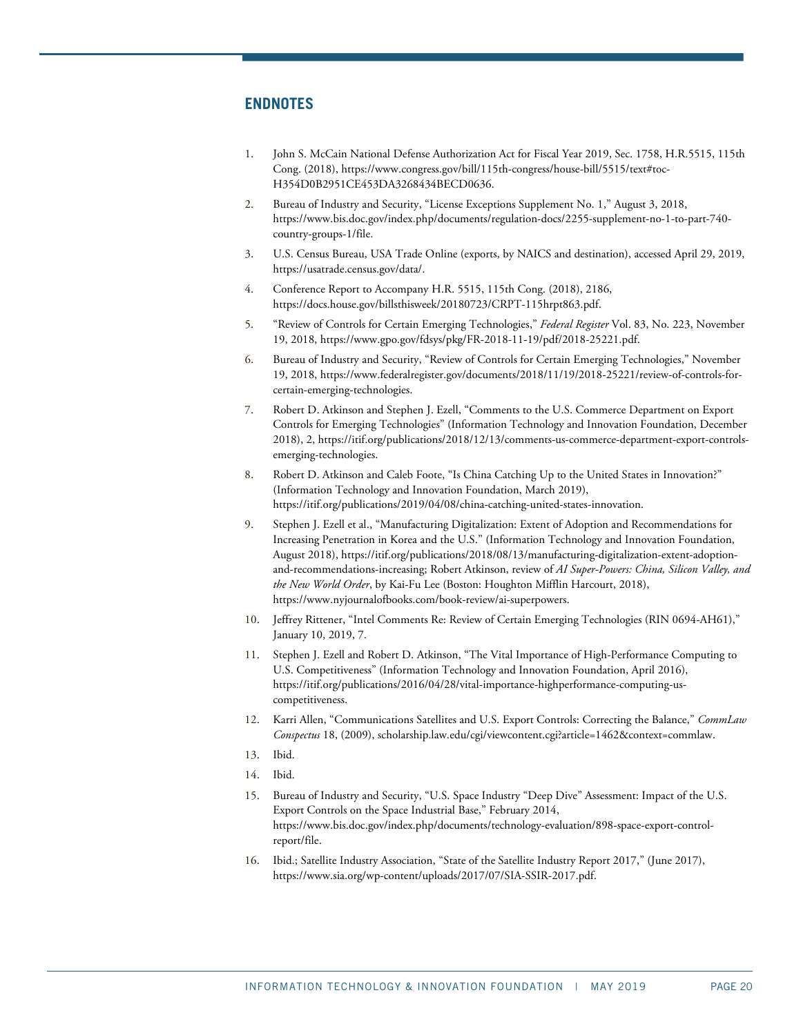## ENDNOTES

1. John S. McCain National Defense Authorization Act for Fiscal Year 2019, Sec. 1758, H.R.5515, 115th Cong. (2018), https://www.congress.gov/bill/115th-congress/house-bill/5515/text#toc-H354D0B2951CE453DA3268434BECD0636.
2. Bureau of Industry and Security, "License Exceptions Supplement No. 1," August 3, 2018, https://www.bis.doc.gov/index.php/documents/regulation-docs/2255-supplement-no-1-to-part-740-country-groups-1/file.
3. U.S. Census Bureau, USA Trade Online (exports, by NAICS and destination), accessed April 29, 2019, https://usatrade.census.gov/data/.
4. Conference Report to Accompany H.R. 5515, 115th Cong. (2018), 2186, https://docs.house.gov/billsthisweek/20180723/CRPT-115hrpt863.pdf.
5. "Review of Controls for Certain Emerging Technologies," *Federal Register* Vol. 83, No. 223, November 19, 2018, https://www.gpo.gov/fdsys/pkg/FR-2018-11-19/pdf/2018-25221.pdf.
6. Bureau of Industry and Security, "Review of Controls for Certain Emerging Technologies," November 19, 2018, https://www.federalregister.gov/documents/2018/11/19/2018-25221/review-of-controls-for-certain-emerging-technologies.
7. Robert D. Atkinson and Stephen J. Ezell, "Comments to the U.S. Commerce Department on Export Controls for Emerging Technologies" (Information Technology and Innovation Foundation, December 2018), 2, https://itif.org/publications/2018/12/13/comments-us-commerce-department-export-controls-emerging-technologies.
8. Robert D. Atkinson and Caleb Foote, "Is China Catching Up to the United States in Innovation?" (Information Technology and Innovation Foundation, March 2019), https://itif.org/publications/2019/04/08/china-catching-united-states-innovation.
9. Stephen J. Ezell et al., "Manufacturing Digitalization: Extent of Adoption and Recommendations for Increasing Penetration in Korea and the U.S." (Information Technology and Innovation Foundation, August 2018), https://itif.org/publications/2018/08/13/manufacturing-digitalization-extent-adoption-and-recommendations-increasing; Robert Atkinson, review of *AI Super-Powers: China, Silicon Valley, and the New World Order*, by Kai-Fu Lee (Boston: Houghton Mifflin Harcourt, 2018), https://www.nyjournalofbooks.com/book-review/ai-superpowers.
10. Jeffrey Rittener, "Intel Comments Re: Review of Certain Emerging Technologies (RIN 0694-AH61)," January 10, 2019, 7.
11. Stephen J. Ezell and Robert D. Atkinson, "The Vital Importance of High-Performance Computing to U.S. Competitiveness" (Information Technology and Innovation Foundation, April 2016), https://itif.org/publications/2016/04/28/vital-importance-highperformance-computing-us-competitiveness.
12. Karri Allen, "Communications Satellites and U.S. Export Controls: Correcting the Balance," *CommLaw Conspectus* 18, (2009), scholarship.law.edu/cgi/viewcontent.cgi?article=1462&context=commlaw.
13. Ibid.
14. Ibid.
15. Bureau of Industry and Security, "U.S. Space Industry "Deep Dive" Assessment: Impact of the U.S. Export Controls on the Space Industrial Base," February 2014, https://www.bis.doc.gov/index.php/documents/technology-evaluation/898-space-export-control-report/file.
16. Ibid.; Satellite Industry Association, "State of the Satellite Industry Report 2017," (June 2017), https://www.sia.org/wp-content/uploads/2017/07/SIA-SSIR-2017.pdf.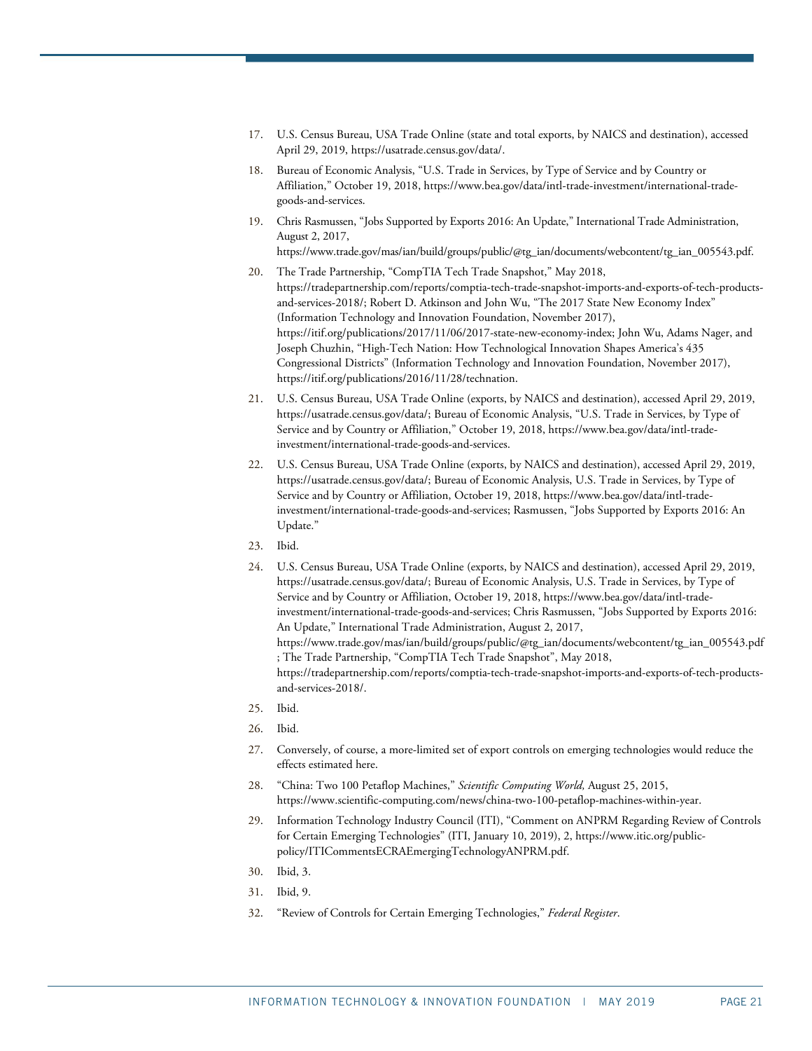17. U.S. Census Bureau, USA Trade Online (state and total exports, by NAICS and destination), accessed April 29, 2019, https://usatrade.census.gov/data/.

18. Bureau of Economic Analysis, "U.S. Trade in Services, by Type of Service and by Country or Affiliation," October 19, 2018, https://www.bea.gov/data/intl-trade-investment/international-trade-goods-and-services.

19. Chris Rasmussen, "Jobs Supported by Exports 2016: An Update," International Trade Administration, August 2, 2017, https://www.trade.gov/mas/ian/build/groups/public/@tg_ian/documents/webcontent/tg_ian_005543.pdf.

20. The Trade Partnership, "CompTIA Tech Trade Snapshot," May 2018, https://tradepartnership.com/reports/comptia-tech-trade-snapshot-imports-and-exports-of-tech-products-and-services-2018/; Robert D. Atkinson and John Wu, "The 2017 State New Economy Index" (Information Technology and Innovation Foundation, November 2017), https://itif.org/publications/2017/11/06/2017-state-new-economy-index; John Wu, Adams Nager, and Joseph Chuzhin, "High-Tech Nation: How Technological Innovation Shapes America's 435 Congressional Districts" (Information Technology and Innovation Foundation, November 2017), https://itif.org/publications/2016/11/28/technation.

21. U.S. Census Bureau, USA Trade Online (exports, by NAICS and destination), accessed April 29, 2019, https://usatrade.census.gov/data/; Bureau of Economic Analysis, "U.S. Trade in Services, by Type of Service and by Country or Affiliation," October 19, 2018, https://www.bea.gov/data/intl-trade-investment/international-trade-goods-and-services.

22. U.S. Census Bureau, USA Trade Online (exports, by NAICS and destination), accessed April 29, 2019, https://usatrade.census.gov/data/; Bureau of Economic Analysis, U.S. Trade in Services, by Type of Service and by Country or Affiliation, October 19, 2018, https://www.bea.gov/data/intl-trade-investment/international-trade-goods-and-services; Rasmussen, "Jobs Supported by Exports 2016: An Update."

23. Ibid.

24. U.S. Census Bureau, USA Trade Online (exports, by NAICS and destination), accessed April 29, 2019, https://usatrade.census.gov/data/; Bureau of Economic Analysis, U.S. Trade in Services, by Type of Service and by Country or Affiliation, October 19, 2018, https://www.bea.gov/data/intl-trade-investment/international-trade-goods-and-services; Chris Rasmussen, "Jobs Supported by Exports 2016: An Update," International Trade Administration, August 2, 2017, https://www.trade.gov/mas/ian/build/groups/public/@tg_ian/documents/webcontent/tg_ian_005543.pdf ; The Trade Partnership, "CompTIA Tech Trade Snapshot", May 2018, https://tradepartnership.com/reports/comptia-tech-trade-snapshot-imports-and-exports-of-tech-products-and-services-2018/.

25. Ibid.

26. Ibid.

27. Conversely, of course, a more-limited set of export controls on emerging technologies would reduce the effects estimated here.

28. "China: Two 100 Petaflop Machines," *Scientific Computing World,* August 25, 2015, https://www.scientific-computing.com/news/china-two-100-petaflop-machines-within-year.

29. Information Technology Industry Council (ITI), "Comment on ANPRM Regarding Review of Controls for Certain Emerging Technologies" (ITI, January 10, 2019), 2, https://www.itic.org/public-policy/ITICommentsECRAEmergingTechnologyANPRM.pdf.

30. Ibid, 3.

31. Ibid, 9.

32. "Review of Controls for Certain Emerging Technologies," *Federal Register*.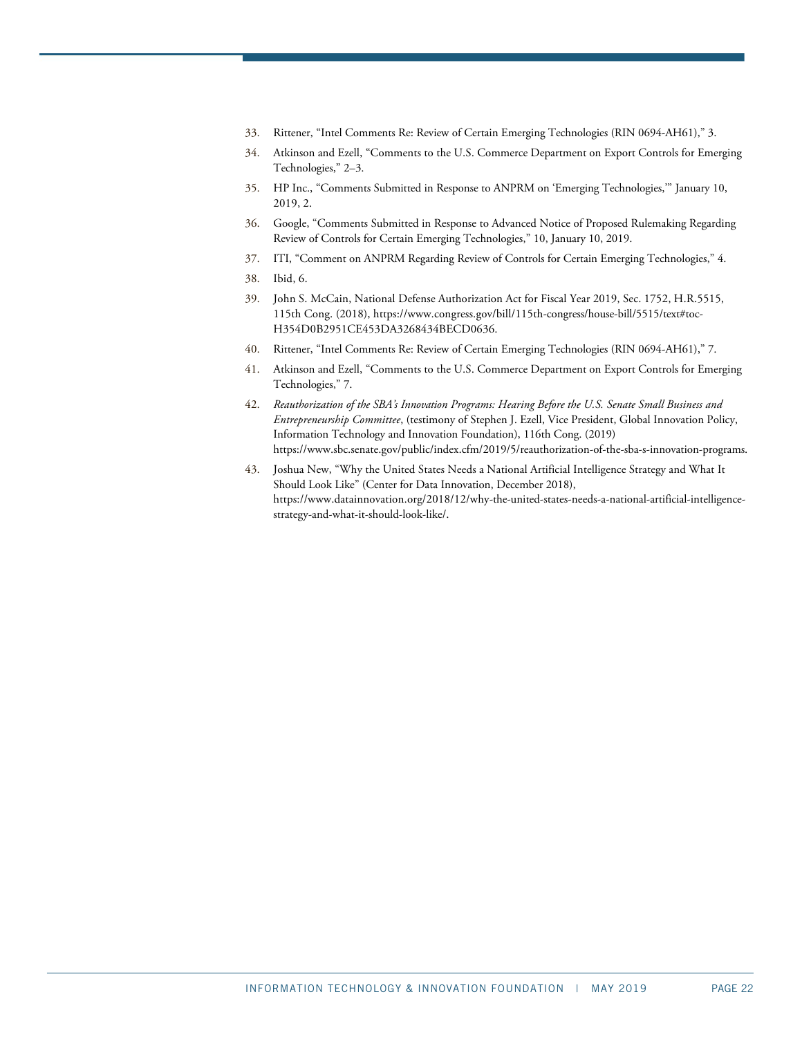33. Rittener, "Intel Comments Re: Review of Certain Emerging Technologies (RIN 0694-AH61)," 3.
34. Atkinson and Ezell, "Comments to the U.S. Commerce Department on Export Controls for Emerging Technologies," 2–3.
35. HP Inc., "Comments Submitted in Response to ANPRM on 'Emerging Technologies,'" January 10, 2019, 2.
36. Google, "Comments Submitted in Response to Advanced Notice of Proposed Rulemaking Regarding Review of Controls for Certain Emerging Technologies," 10, January 10, 2019.
37. ITI, "Comment on ANPRM Regarding Review of Controls for Certain Emerging Technologies," 4.
38. Ibid, 6.
39. John S. McCain, National Defense Authorization Act for Fiscal Year 2019, Sec. 1752, H.R.5515, 115th Cong. (2018), https://www.congress.gov/bill/115th-congress/house-bill/5515/text#toc-H354D0B2951CE453DA3268434BECD0636.
40. Rittener, "Intel Comments Re: Review of Certain Emerging Technologies (RIN 0694-AH61)," 7.
41. Atkinson and Ezell, "Comments to the U.S. Commerce Department on Export Controls for Emerging Technologies," 7.
42. *Reauthorization of the SBA's Innovation Programs: Hearing Before the U.S. Senate Small Business and Entrepreneurship Committee*, (testimony of Stephen J. Ezell, Vice President, Global Innovation Policy, Information Technology and Innovation Foundation), 116th Cong. (2019) https://www.sbc.senate.gov/public/index.cfm/2019/5/reauthorization-of-the-sba-s-innovation-programs.
43. Joshua New, "Why the United States Needs a National Artificial Intelligence Strategy and What It Should Look Like" (Center for Data Innovation, December 2018), https://www.datainnovation.org/2018/12/why-the-united-states-needs-a-national-artificial-intelligence-strategy-and-what-it-should-look-like/.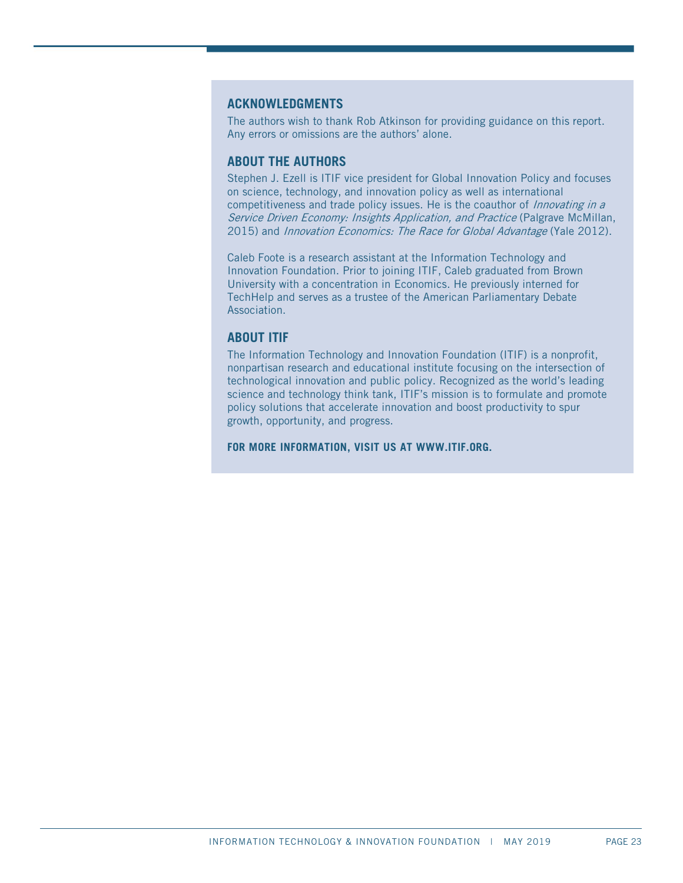## ACKNOWLEDGMENTS

The authors wish to thank Rob Atkinson for providing guidance on this report. Any errors or omissions are the authors' alone.

## ABOUT THE AUTHORS

Stephen J. Ezell is ITIF vice president for Global Innovation Policy and focuses on science, technology, and innovation policy as well as international competitiveness and trade policy issues. He is the coauthor of *Innovating in a Service Driven Economy: Insights Application, and Practice* (Palgrave McMillan, 2015) and *Innovation Economics: The Race for Global Advantage* (Yale 2012).

Caleb Foote is a research assistant at the Information Technology and Innovation Foundation. Prior to joining ITIF, Caleb graduated from Brown University with a concentration in Economics. He previously interned for TechHelp and serves as a trustee of the American Parliamentary Debate Association.

## ABOUT ITIF

The Information Technology and Innovation Foundation (ITIF) is a nonprofit, nonpartisan research and educational institute focusing on the intersection of technological innovation and public policy. Recognized as the world's leading science and technology think tank, ITIF's mission is to formulate and promote policy solutions that accelerate innovation and boost productivity to spur growth, opportunity, and progress.

**FOR MORE INFORMATION, VISIT US AT WWW.ITIF.ORG.**